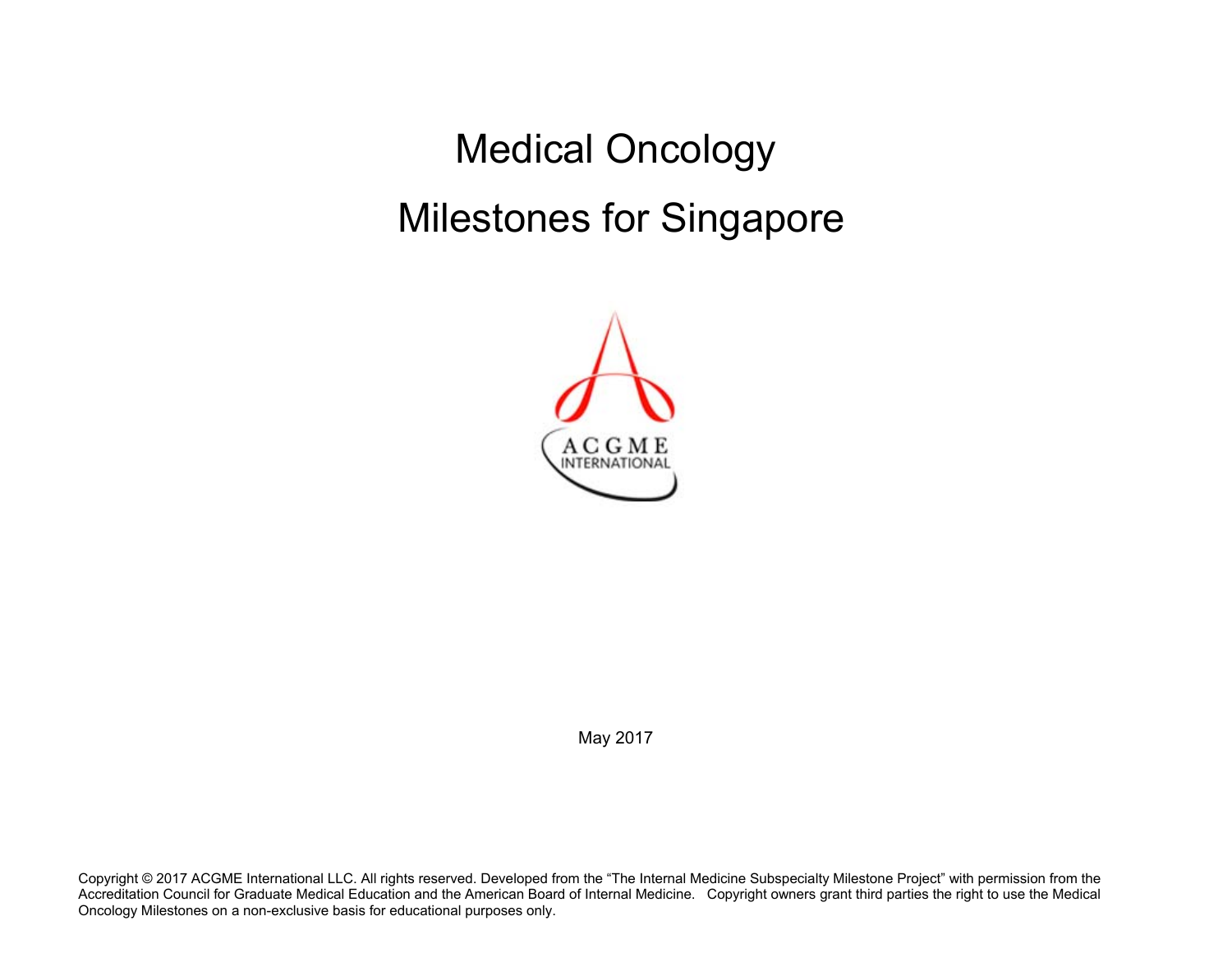# Medical Oncology

# Milestones for Singapore

May 2017

Copyright © 2017 ACGME International LLC. All rights reserved. Developed from the "The Internal Medicine Subspecialty Milestone Project" with permission from the Accreditation Council for Graduate Medical Education and the American Board of Internal Medicine. Copyright owners grant third parties the right to use the Medical Oncology Milestones on a non-exclusive basis for educational purposes only.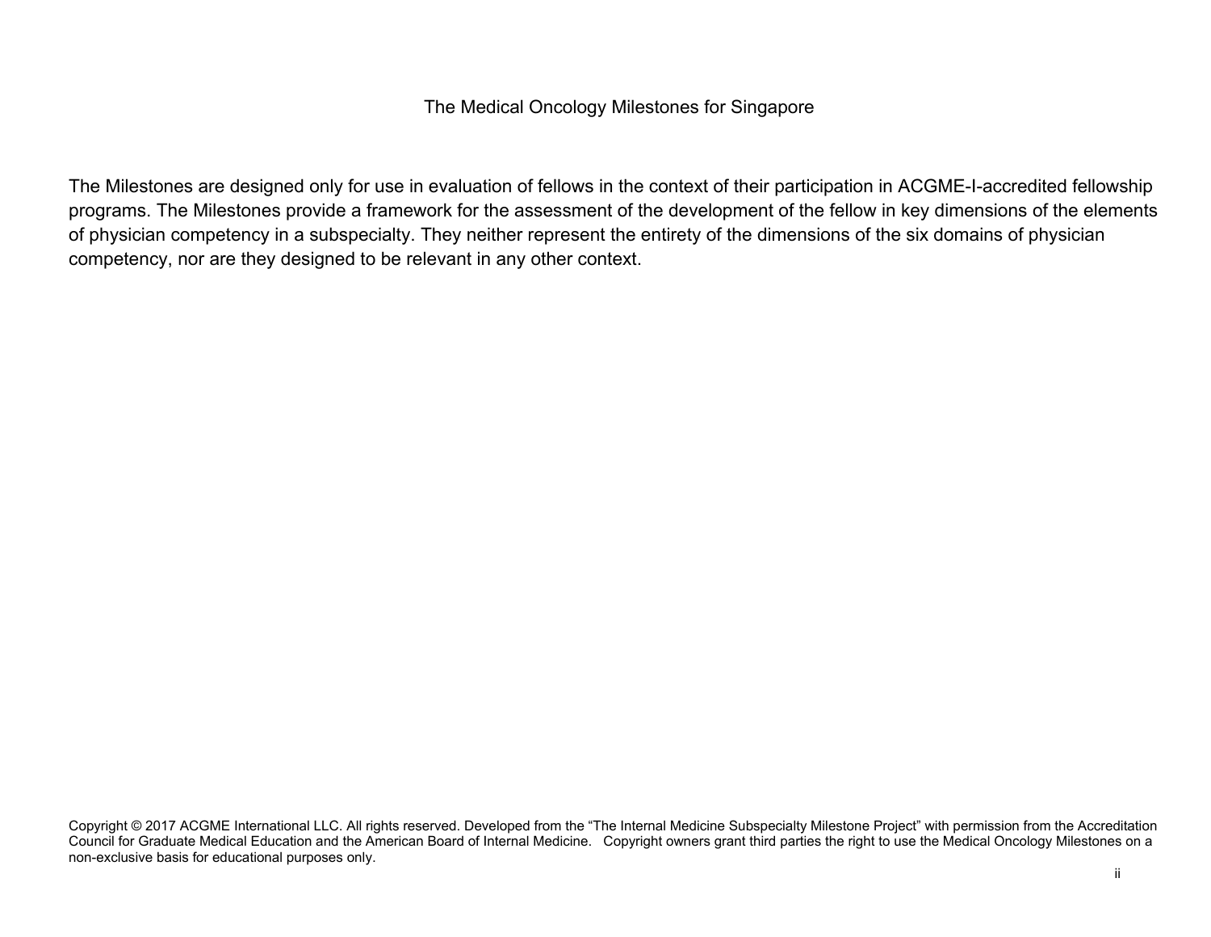# The Medical Oncology Milestones for Singapore

The Milestones are designed only for use in evaluation of fellows in the context of their participation in ACGME-I-accredited fellowship programs. The Milestones provide a framework for the assessment of the development of the fellow in key dimensions of the elements of physician competency in a subspecialty. They neither represent the entirety of the dimensions of the six domains of physician competency, nor are they designed to be relevant in any other context.

Copyright © 2017 ACGME International LLC. All rights reserved. Developed from the "The Internal Medicine Subspecialty Milestone Project" with permission from the Accreditation Council for Graduate Medical Education and the American Board of Internal Medicine. Copyright owners grant third parties the right to use the Medical Oncology Milestones on a non-exclusive basis for educational purposes only.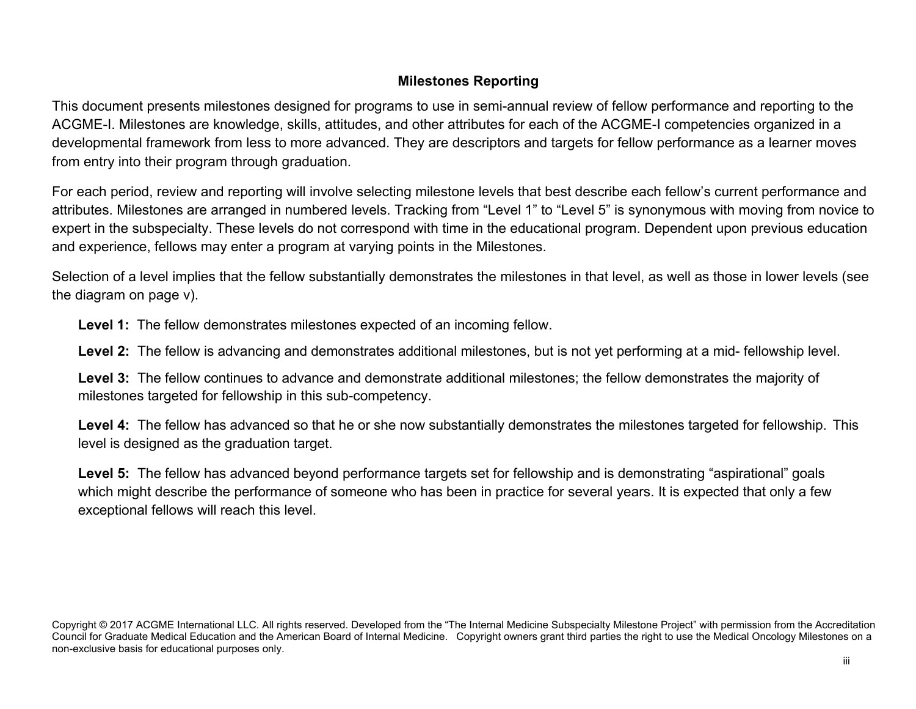## Milestones Reporting

This document presents milestones designed for programs to use in semi-annual review of fellow performance and reporting to the ACGME-I. Milestones are knowledge, skills, attitudes, and other attributes for each of the ACGME-I competencies organized in a developmental framework from less to more advanced. They are descriptors and targets for fellow performance as a learner moves from entry into their program through graduation.

For each period, review and reporting will involve selecting milestone levels that best describe each fellow's current performance and attributes. Milestones are arranged in numbered levels. Tracking from "Level 1" to "Level 5" is synonymous with moving from novice to expert in the subspecialty. These levels do not correspond with time in the educational program. Dependent upon previous education and experience, fellows may enter a program at varying points in the Milestones.

Selection of a level implies that the fellow substantially demonstrates the milestones in that level, as well as those in lower levels (see the diagram on page v).

**Level 1:** The fellow demonstrates milestones expected of an incoming fellow.

**Level 2:** The fellow is advancing and demonstrates additional milestones, but is not yet performing at a mid- fellowship level.

**Level 3:** The fellow continues to advance and demonstrate additional milestones; the fellow demonstrates the majority of milestones targeted for fellowship in this sub-competency.

**Level 4:** The fellow has advanced so that he or she now substantially demonstrates the milestones targeted for fellowship. This level is designed as the graduation target.

**Level 5:** The fellow has advanced beyond performance targets set for fellowship and is demonstrating "aspirational" goals which might describe the performance of someone who has been in practice for several years. It is expected that only a few exceptional fellows will reach this level.

Copyright © 2017 ACGME International LLC. All rights reserved. Developed from the "The Internal Medicine Subspecialty Milestone Project" with permission from the Accreditation Council for Graduate Medical Education and the American Board of Internal Medicine. Copyright owners grant third parties the right to use the Medical Oncology Milestones on a non-exclusive basis for educational purposes only.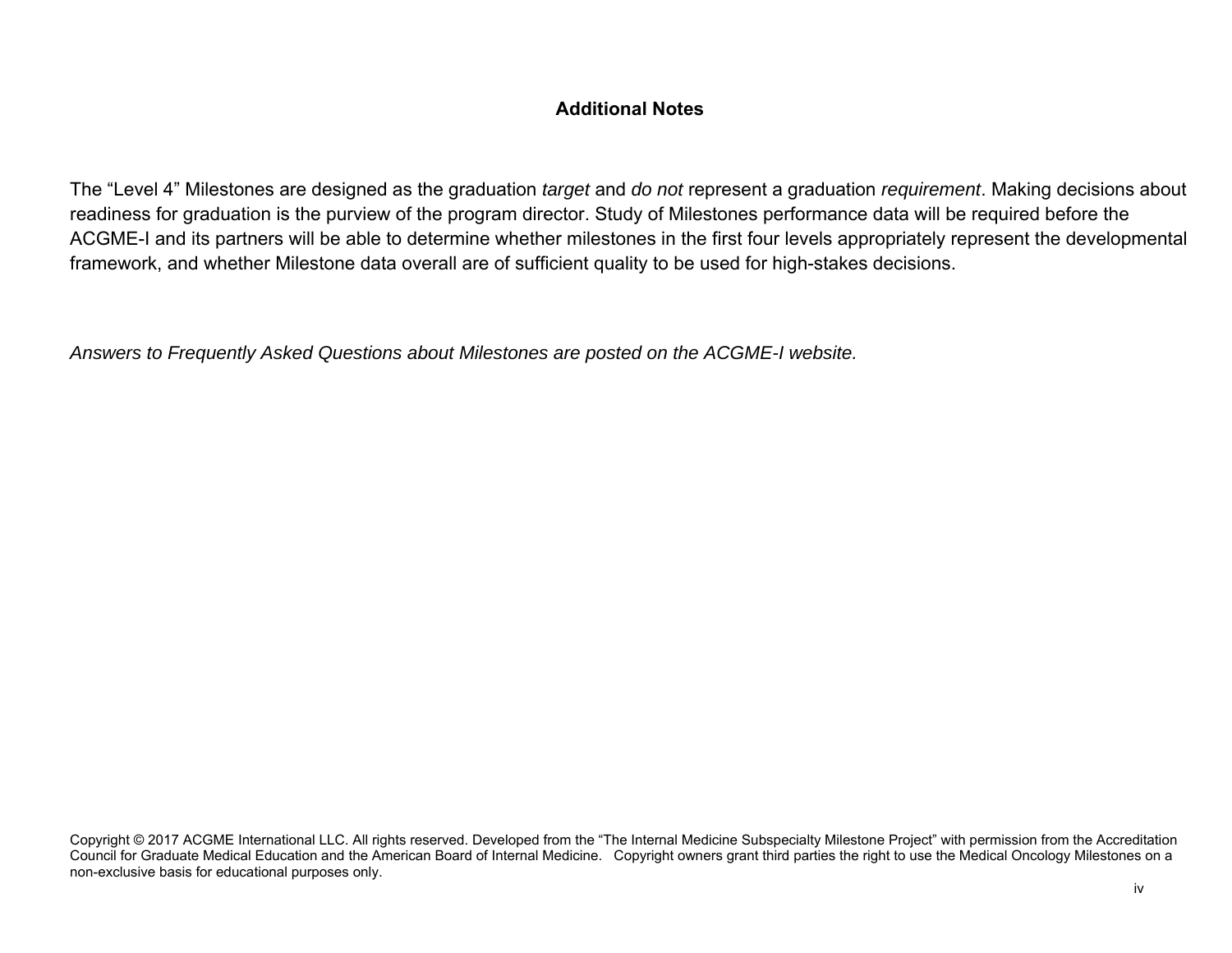## Additional Notes

The “Level 4” Milestones are designed as the graduation *target* and *do not* represent a graduation *requirement*. Making decisions about readiness for graduation is the purview of the program director. Study of Milestones performance data will be required before the ACGME-I and its partners will be able to determine whether milestones in the first four levels appropriately represent the developmental framework, and whether Milestone data overall are of sufficient quality to be used for high-stakes decisions.

*Answers to Frequently Asked Questions about Milestones are posted on the ACGME-I website.*

Copyright © 2017 ACGME International LLC. All rights reserved. Developed from the “The Internal Medicine Subspecialty Milestone Project” with permission from the Accreditation Council for Graduate Medical Education and the American Board of Internal Medicine. Copyright owners grant third parties the right to use the Medical Oncology Milestones on a non-exclusive basis for educational purposes only.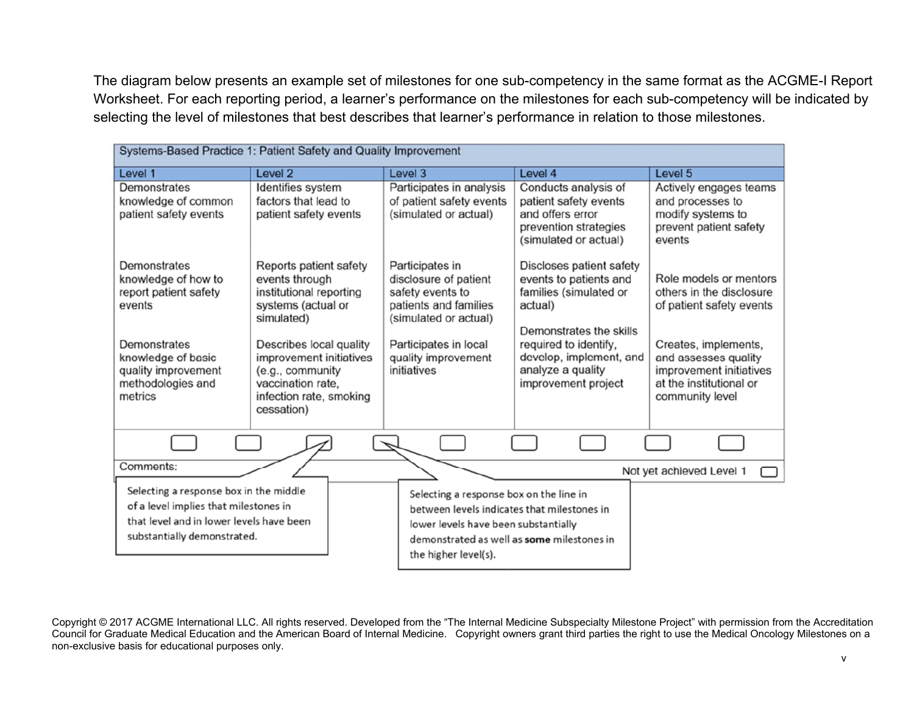The diagram below presents an example set of milestones for one sub-competency in the same format as the ACGME-I Report Worksheet. For each reporting period, a learner's performance on the milestones for each sub-competency will be indicated by selecting the level of milestones that best describes that learner's performance in relation to those milestones.

| Systems-Based Practice 1: Patient Safety and Quality Improvement | | | | |
|---|---|---|---|---|
| Level 1 | Level 2 | Level 3 | Level 4 | Level 5 |
| Demonstrates knowledge of common patient safety events<br><br>Demonstrates knowledge of how to report patient safety events<br><br>Demonstrates knowledge of basic quality improvement methodologies and metrics | Identifies system factors that lead to patient safety events<br><br>Reports patient safety events through institutional reporting systems (actual or simulated)<br><br>Describes local quality improvement initiatives (e.g., community vaccination rate, infection rate, smoking cessation) | Participates in analysis of patient safety events (simulated or actual)<br><br>Participates in disclosure of patient safety events to patients and families (simulated or actual)<br><br>Participates in local quality improvement initiatives | Conducts analysis of patient safety events and offers error prevention strategies (simulated or actual)<br><br>Discloses patient safety events to patients and families (simulated or actual)<br><br>Demonstrates the skills required to identify, develop, implement, and analyze a quality improvement project | Actively engages teams and processes to modify systems to prevent patient safety events<br><br>Role models or mentors others in the disclosure of patient safety events<br><br>Creates, implements, and assesses quality improvement initiatives at the institutional or community level |

Comments:

Not yet achieved Level 1 ☐

Selecting a response box in the middle of a level implies that milestones in that level and in lower levels have been substantially demonstrated.

Selecting a response box on the line in between levels indicates that milestones in lower levels have been substantially demonstrated as well as **some** milestones in the higher level(s).

Copyright © 2017 ACGME International LLC. All rights reserved. Developed from the "The Internal Medicine Subspecialty Milestone Project" with permission from the Accreditation Council for Graduate Medical Education and the American Board of Internal Medicine. Copyright owners grant third parties the right to use the Medical Oncology Milestones on a non-exclusive basis for educational purposes only.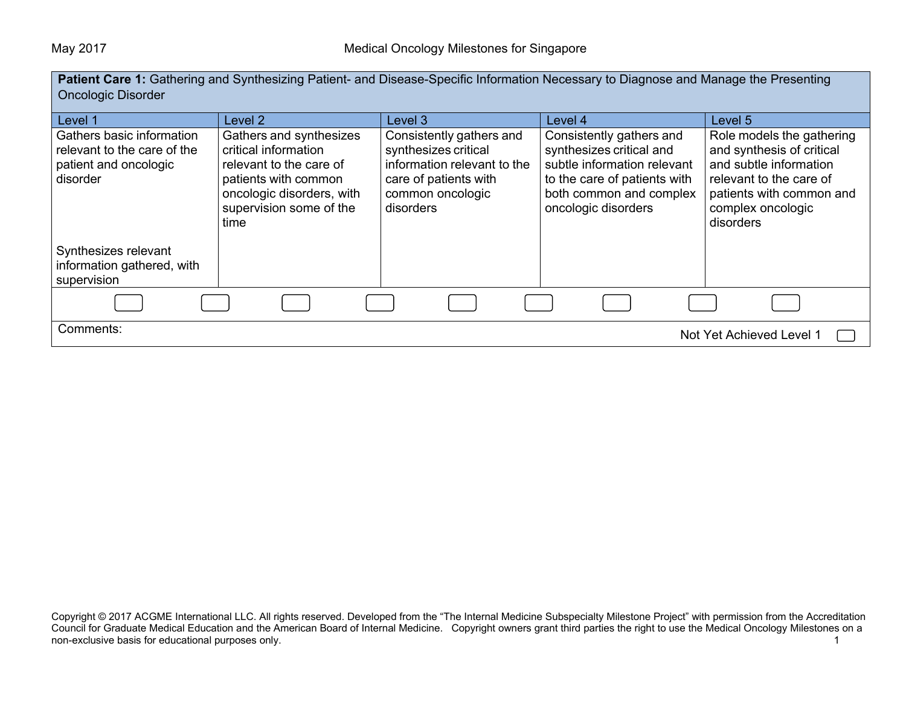**Patient Care 1:** Gathering and Synthesizing Patient- and Disease-Specific Information Necessary to Diagnose and Manage the Presenting Oncologic Disorder

| Level 1 | Level 2 | Level 3 | Level 4 | Level 5 |
|---|---|---|---|---|
| Gathers basic information relevant to the care of the patient and oncologic disorder<br><br>Synthesizes relevant information gathered, with supervision | Gathers and synthesizes critical information relevant to the care of patients with common oncologic disorders, with supervision some of the time | Consistently gathers and synthesizes critical information relevant to the care of patients with common oncologic disorders | Consistently gathers and synthesizes critical and subtle information relevant to the care of patients with both common and complex oncologic disorders | Role models the gathering and synthesis of critical and subtle information relevant to the care of patients with common and complex oncologic disorders |

Comments:

Not Yet Achieved Level 1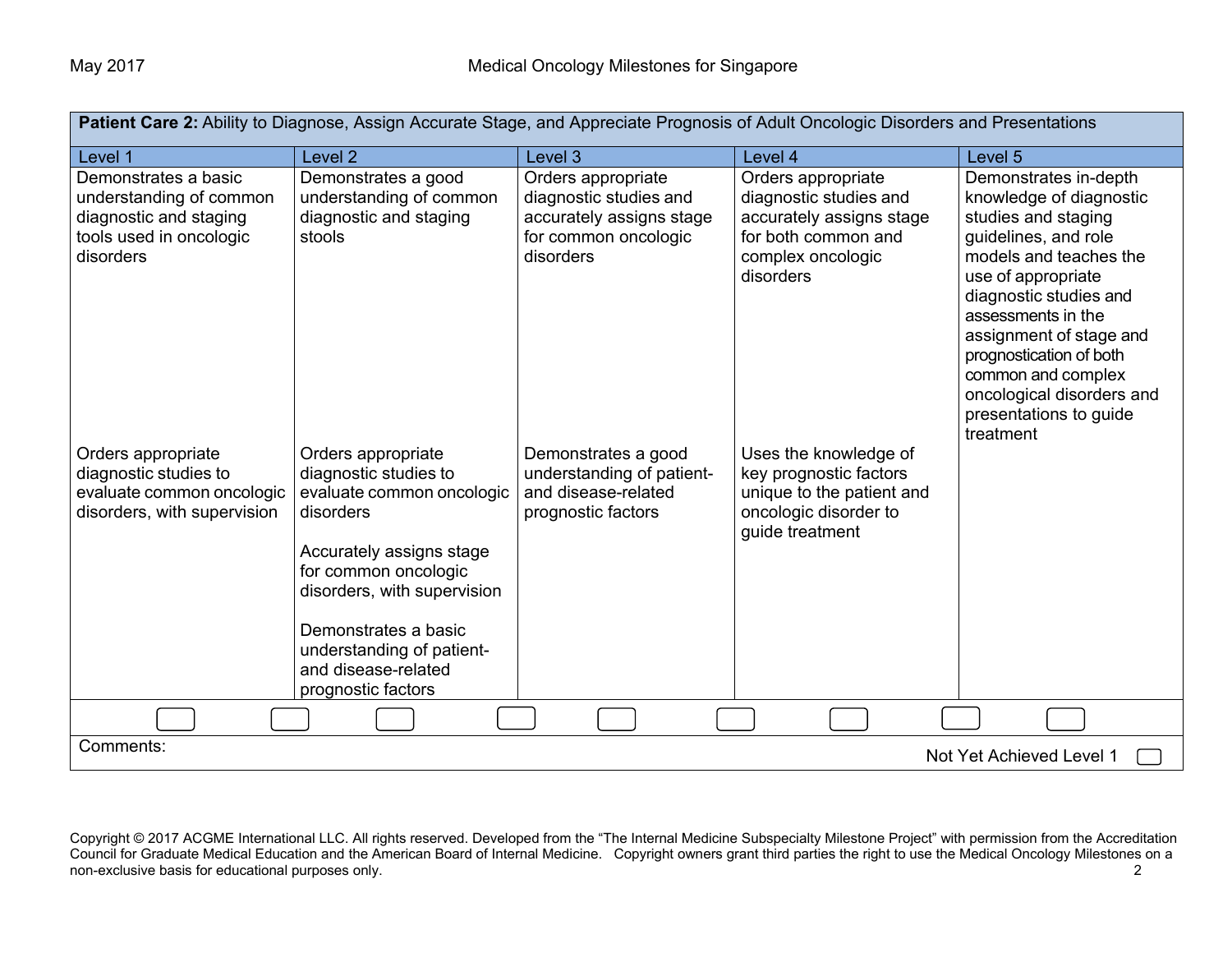| **Patient Care 2:** Ability to Diagnose, Assign Accurate Stage, and Appreciate Prognosis of Adult Oncologic Disorders and Presentations | | | | |
|---|---|---|---|---|
| Level 1 | Level 2 | Level 3 | Level 4 | Level 5 |
| Demonstrates a basic understanding of common diagnostic and staging tools used in oncologic disorders | Demonstrates a good understanding of common diagnostic and staging stools | Orders appropriate diagnostic studies and accurately assigns stage for common oncologic disorders | Orders appropriate diagnostic studies and accurately assigns stage for both common and complex oncologic disorders | Demonstrates in-depth knowledge of diagnostic studies and staging guidelines, and role models and teaches the use of appropriate diagnostic studies and assessments in the assignment of stage and prognostication of both common and complex oncological disorders and presentations to guide treatment |
| Orders appropriate diagnostic studies to evaluate common oncologic disorders, with supervision | Orders appropriate diagnostic studies to evaluate common oncologic disorders<br><br>Accurately assigns stage for common oncologic disorders, with supervision<br><br>Demonstrates a basic understanding of patient- and disease-related prognostic factors | Demonstrates a good understanding of patient- and disease-related prognostic factors | Uses the knowledge of key prognostic factors unique to the patient and oncologic disorder to guide treatment | |

Comments:

Not Yet Achieved Level 1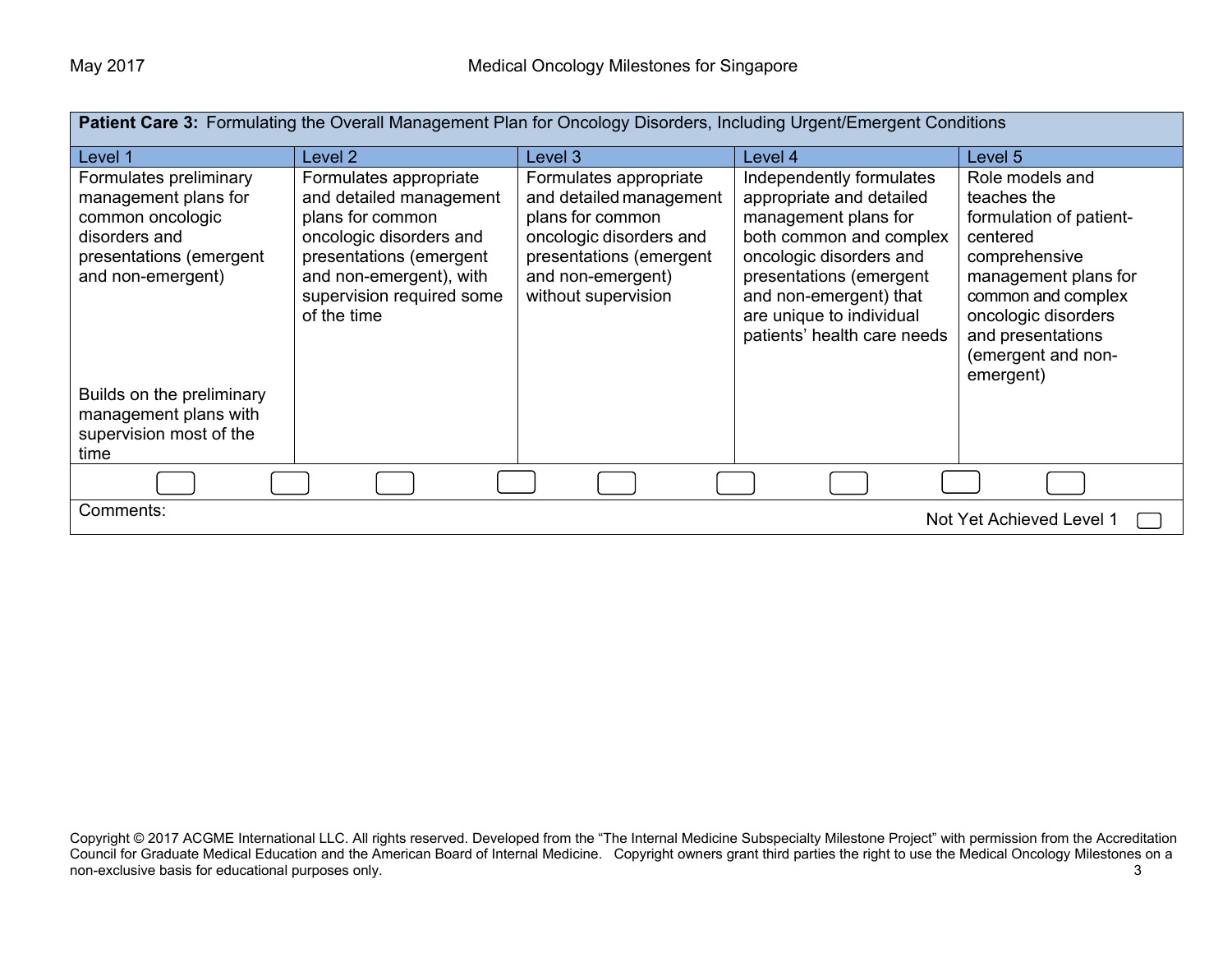| **Patient Care 3:** Formulating the Overall Management Plan for Oncology Disorders, Including Urgent/Emergent Conditions | | | | |
|---|---|---|---|---|
| Level 1 | Level 2 | Level 3 | Level 4 | Level 5 |
| Formulates preliminary management plans for common oncologic disorders and presentations (emergent and non-emergent)<br><br>Builds on the preliminary management plans with supervision most of the time | Formulates appropriate and detailed management plans for common oncologic disorders and presentations (emergent and non-emergent), with supervision required some of the time | Formulates appropriate and detailed management plans for common oncologic disorders and presentations (emergent and non-emergent) without supervision | Independently formulates appropriate and detailed management plans for both common and complex oncologic disorders and presentations (emergent and non-emergent) that are unique to individual patients' health care needs | Role models and teaches the formulation of patient-centered comprehensive management plans for common and complex oncologic disorders and presentations (emergent and non-emergent) |

Comments:

Not Yet Achieved Level 1

Copyright © 2017 ACGME International LLC. All rights reserved. Developed from the "The Internal Medicine Subspecialty Milestone Project" with permission from the Accreditation Council for Graduate Medical Education and the American Board of Internal Medicine. Copyright owners grant third parties the right to use the Medical Oncology Milestones on a non-exclusive basis for educational purposes only.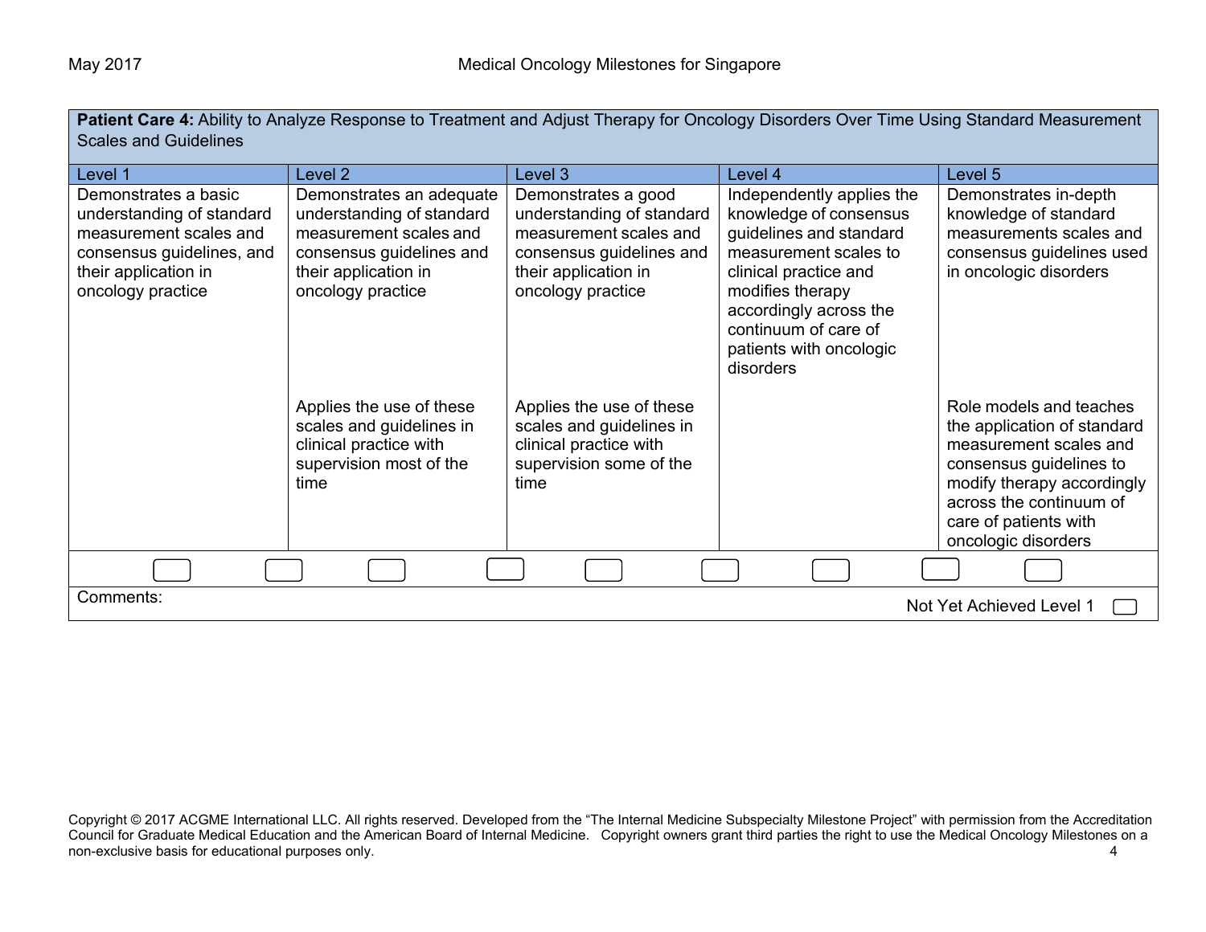| **Patient Care 4:** Ability to Analyze Response to Treatment and Adjust Therapy for Oncology Disorders Over Time Using Standard Measurement Scales and Guidelines | | | | |
|---|---|---|---|---|
| Level 1 | Level 2 | Level 3 | Level 4 | Level 5 |
| Demonstrates a basic understanding of standard measurement scales and consensus guidelines, and their application in oncology practice | Demonstrates an adequate understanding of standard measurement scales and consensus guidelines and their application in oncology practice | Demonstrates a good understanding of standard measurement scales and consensus guidelines and their application in oncology practice | Independently applies the knowledge of consensus guidelines and standard measurement scales to clinical practice and modifies therapy accordingly across the continuum of care of patients with oncologic disorders | Demonstrates in-depth knowledge of standard measurements scales and consensus guidelines used in oncologic disorders |
| | Applies the use of these scales and guidelines in clinical practice with supervision most of the time | Applies the use of these scales and guidelines in clinical practice with supervision some of the time | | Role models and teaches the application of standard measurement scales and consensus guidelines to modify therapy accordingly across the continuum of care of patients with oncologic disorders |

Comments:

Not Yet Achieved Level 1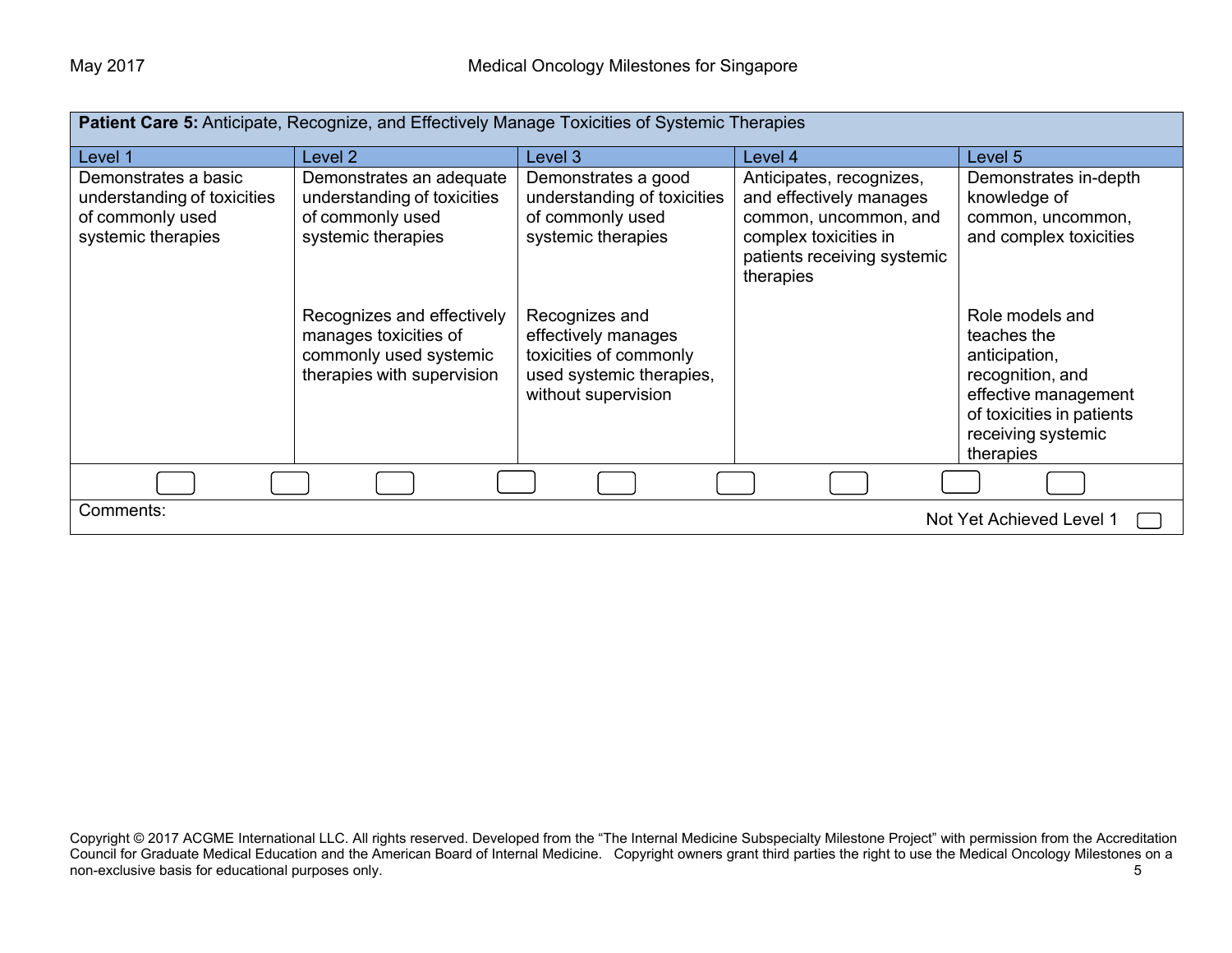| **Patient Care 5:** Anticipate, Recognize, and Effectively Manage Toxicities of Systemic Therapies | | | | |
|---|---|---|---|---|
| Level 1 | Level 2 | Level 3 | Level 4 | Level 5 |
| Demonstrates a basic understanding of toxicities of commonly used systemic therapies | Demonstrates an adequate understanding of toxicities of commonly used systemic therapies | Demonstrates a good understanding of toxicities of commonly used systemic therapies | Anticipates, recognizes, and effectively manages common, uncommon, and complex toxicities in patients receiving systemic therapies | Demonstrates in-depth knowledge of common, uncommon, and complex toxicities |
| | Recognizes and effectively manages toxicities of commonly used systemic therapies with supervision | Recognizes and effectively manages toxicities of commonly used systemic therapies, without supervision | | Role models and teaches the anticipation, recognition, and effective management of toxicities in patients receiving systemic therapies |

Comments:

Not Yet Achieved Level 1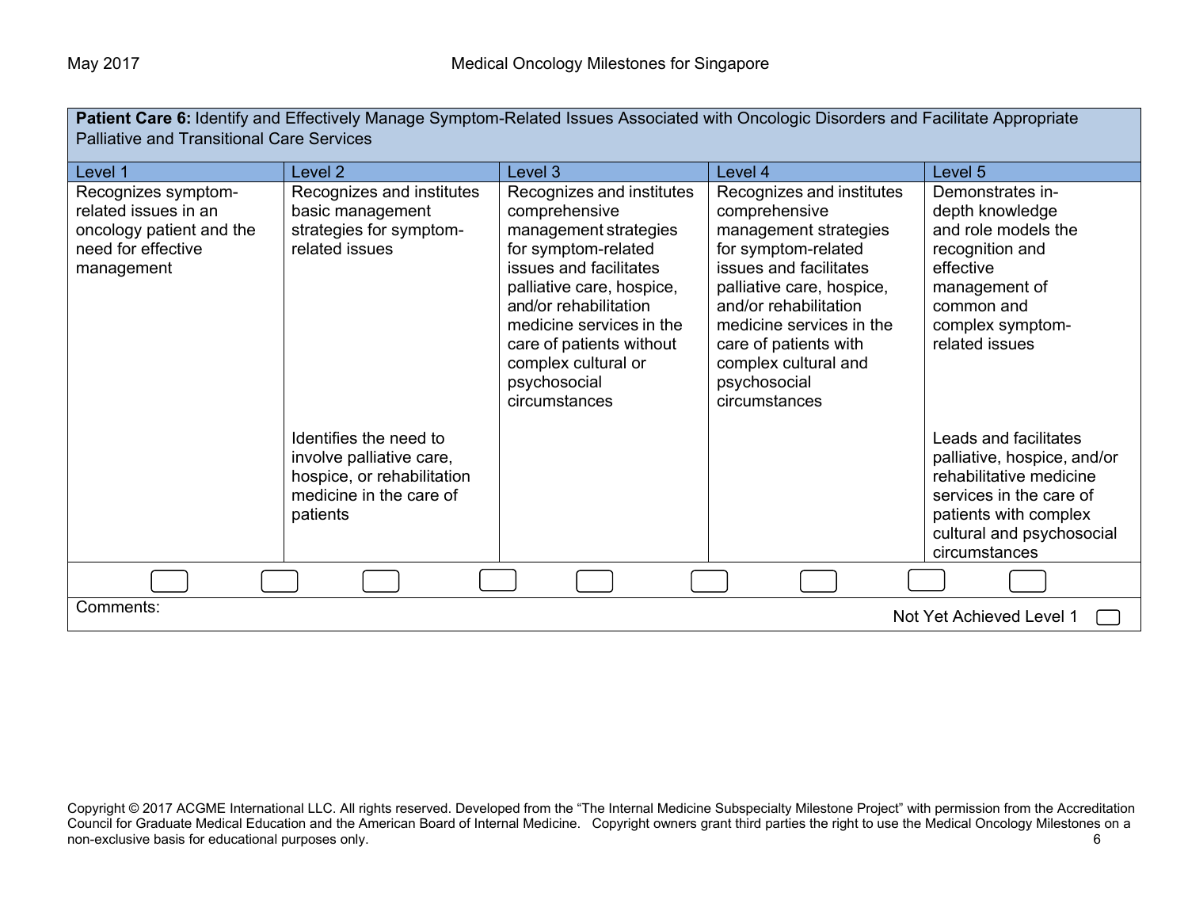**Patient Care 6:** Identify and Effectively Manage Symptom-Related Issues Associated with Oncologic Disorders and Facilitate Appropriate Palliative and Transitional Care Services

| Level 1 | Level 2 | Level 3 | Level 4 | Level 5 |
|---|---|---|---|---|
| Recognizes symptom-related issues in an oncology patient and the need for effective management | Recognizes and institutes basic management strategies for symptom-related issues | Recognizes and institutes comprehensive management strategies for symptom-related issues and facilitates palliative care, hospice, and/or rehabilitation medicine services in the care of patients without complex cultural or psychosocial circumstances | Recognizes and institutes comprehensive management strategies for symptom-related issues and facilitates palliative care, hospice, and/or rehabilitation medicine services in the care of patients with complex cultural and psychosocial circumstances | Demonstrates in-depth knowledge and role models the recognition and effective management of common and complex symptom-related issues |
| | Identifies the need to involve palliative care, hospice, or rehabilitation medicine in the care of patients | | | Leads and facilitates palliative, hospice, and/or rehabilitative medicine services in the care of patients with complex cultural and psychosocial circumstances |

Comments:

Not Yet Achieved Level 1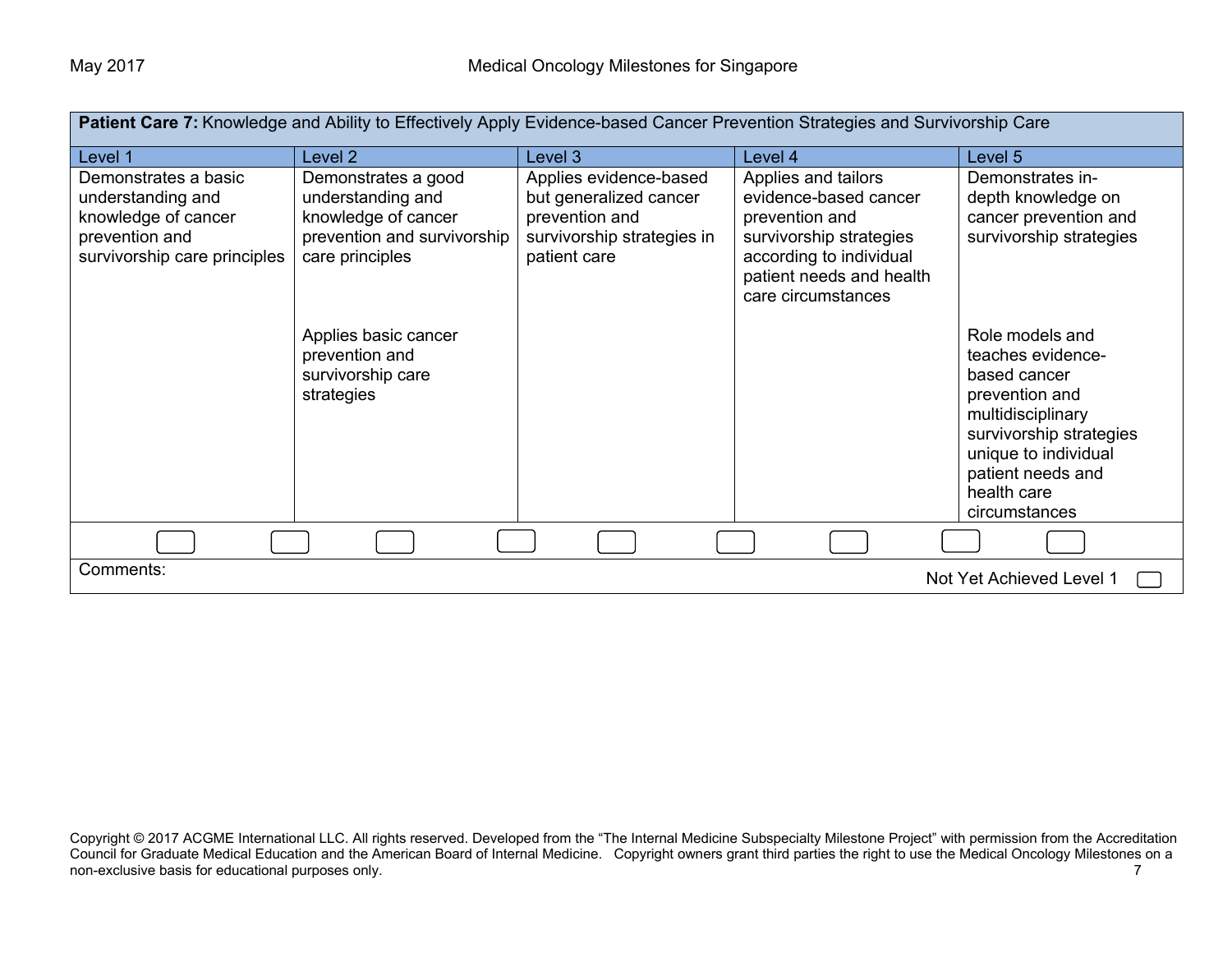| **Patient Care 7:** Knowledge and Ability to Effectively Apply Evidence-based Cancer Prevention Strategies and Survivorship Care | | | | |
|---|---|---|---|---|
| Level 1 | Level 2 | Level 3 | Level 4 | Level 5 |
| Demonstrates a basic understanding and knowledge of cancer prevention and survivorship care principles | Demonstrates a good understanding and knowledge of cancer prevention and survivorship care principles | Applies evidence-based but generalized cancer prevention and survivorship strategies in patient care | Applies and tailors evidence-based cancer prevention and survivorship strategies according to individual patient needs and health care circumstances | Demonstrates in-depth knowledge on cancer prevention and survivorship strategies |
| | Applies basic cancer prevention and survivorship care strategies | | | Role models and teaches evidence-based cancer prevention and multidisciplinary survivorship strategies unique to individual patient needs and health care circumstances |

Comments:

Not Yet Achieved Level 1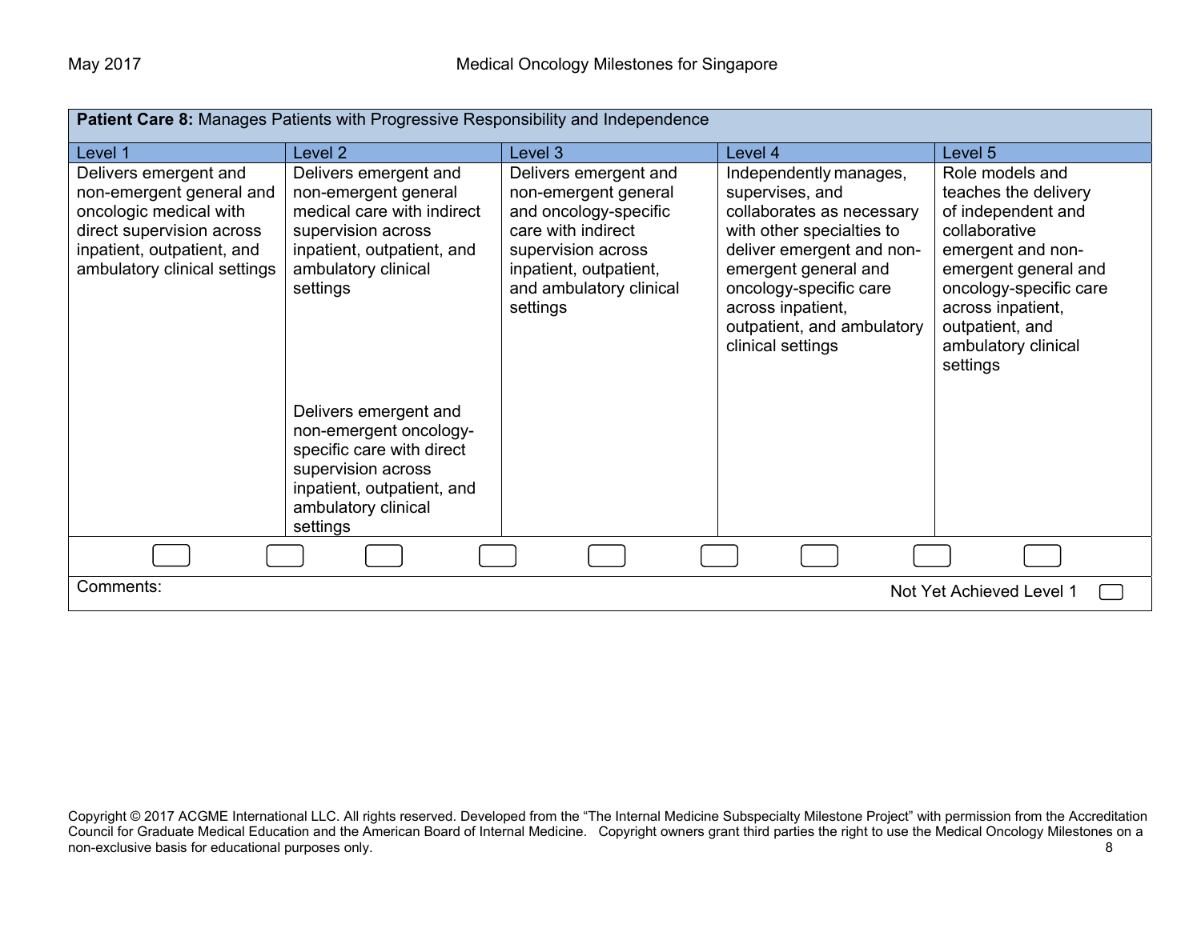| **Patient Care 8:** Manages Patients with Progressive Responsibility and Independence | | | | |
|---|---|---|---|---|
| Level 1 | Level 2 | Level 3 | Level 4 | Level 5 |
| Delivers emergent and non-emergent general and oncologic medical with direct supervision across inpatient, outpatient, and ambulatory clinical settings | Delivers emergent and non-emergent general medical care with indirect supervision across inpatient, outpatient, and ambulatory clinical settings<br><br>Delivers emergent and non-emergent oncology-specific care with direct supervision across inpatient, outpatient, and ambulatory clinical settings | Delivers emergent and non-emergent general and oncology-specific care with indirect supervision across inpatient, outpatient, and ambulatory clinical settings | Independently manages, supervises, and collaborates as necessary with other specialties to deliver emergent and non-emergent general and oncology-specific care across inpatient, outpatient, and ambulatory clinical settings | Role models and teaches the delivery of independent and collaborative emergent and non-emergent general and oncology-specific care across inpatient, outpatient, and ambulatory clinical settings |

Comments:

Not Yet Achieved Level 1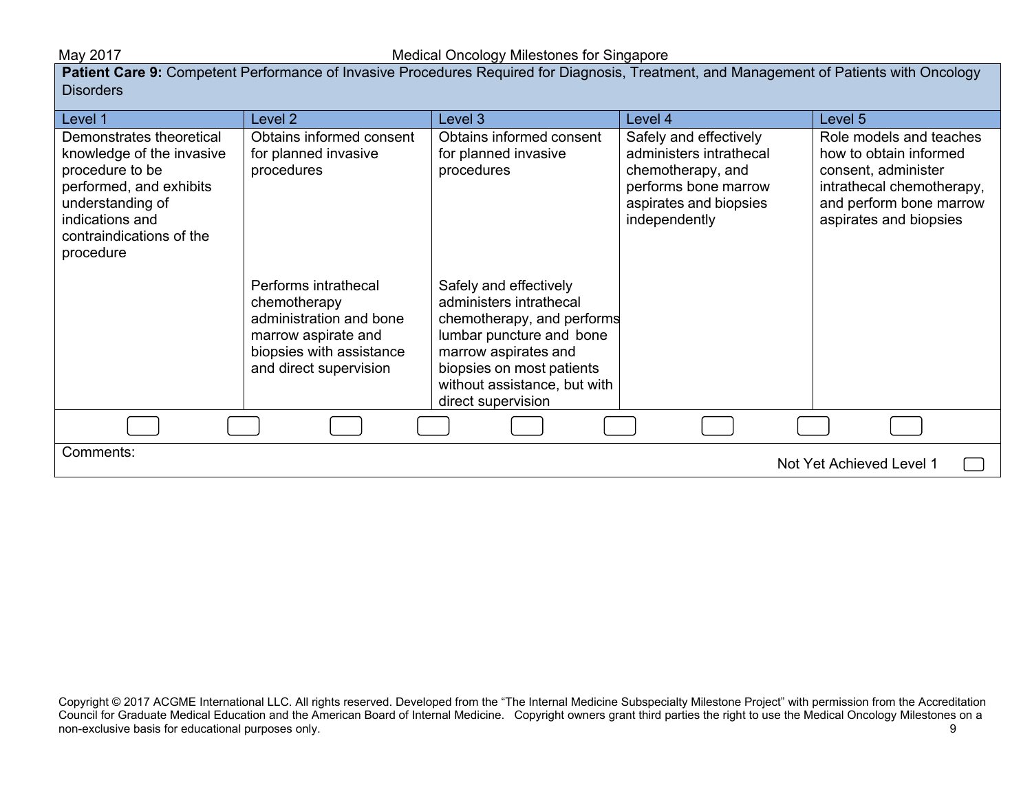**Patient Care 9:** Competent Performance of Invasive Procedures Required for Diagnosis, Treatment, and Management of Patients with Oncology Disorders

| Level 1 | Level 2 | Level 3 | Level 4 | Level 5 |
|---|---|---|---|---|
| Demonstrates theoretical knowledge of the invasive procedure to be performed, and exhibits understanding of indications and contraindications of the procedure | Obtains informed consent for planned invasive procedures | Obtains informed consent for planned invasive procedures | Safely and effectively administers intrathecal chemotherapy, and performs bone marrow aspirates and biopsies independently | Role models and teaches how to obtain informed consent, administer intrathecal chemotherapy, and perform bone marrow aspirates and biopsies |
| | Performs intrathecal chemotherapy administration and bone marrow aspirate and biopsies with assistance and direct supervision | Safely and effectively administers intrathecal chemotherapy, and performs lumbar puncture and bone marrow aspirates and biopsies on most patients without assistance, but with direct supervision | | |

Comments:

Not Yet Achieved Level 1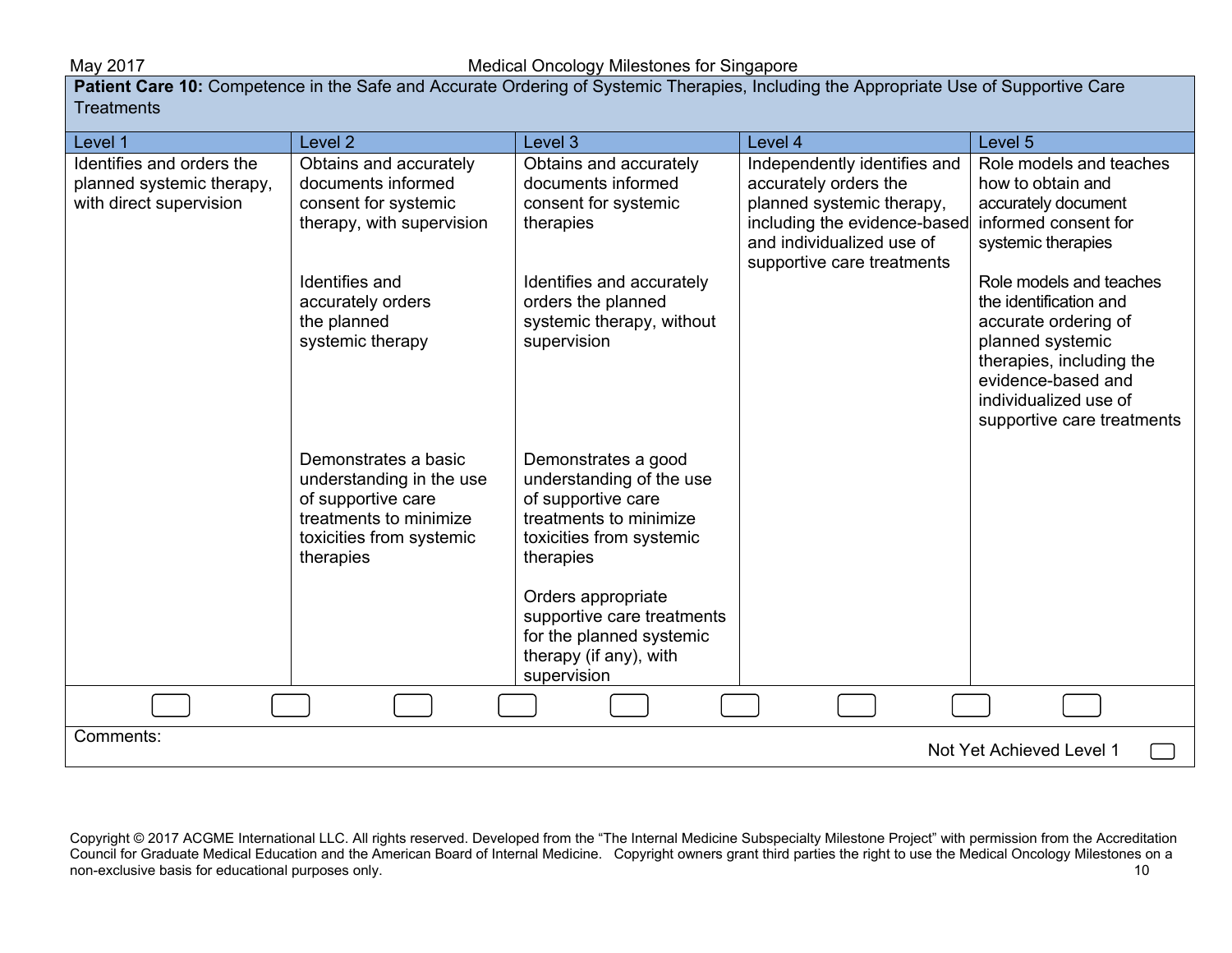| **Patient Care 10:** Competence in the Safe and Accurate Ordering of Systemic Therapies, Including the Appropriate Use of Supportive Care Treatments | | | | |
|---|---|---|---|---|
| Level 1 | Level 2 | Level 3 | Level 4 | Level 5 |
| Identifies and orders the planned systemic therapy, with direct supervision | Obtains and accurately documents informed consent for systemic therapy, with supervision<br><br>Identifies and accurately orders the planned systemic therapy<br><br>Demonstrates a basic understanding in the use of supportive care treatments to minimize toxicities from systemic therapies | Obtains and accurately documents informed consent for systemic therapies<br><br>Identifies and accurately orders the planned systemic therapy, without supervision<br><br>Demonstrates a good understanding of the use of supportive care treatments to minimize toxicities from systemic therapies<br><br>Orders appropriate supportive care treatments for the planned systemic therapy (if any), with supervision | Independently identifies and accurately orders the planned systemic therapy, including the evidence-based and individualized use of supportive care treatments | Role models and teaches how to obtain and accurately document informed consent for systemic therapies<br><br>Role models and teaches the identification and accurate ordering of planned systemic therapies, including the evidence-based and individualized use of supportive care treatments |

Comments:

Not Yet Achieved Level 1

Copyright © 2017 ACGME International LLC. All rights reserved. Developed from the "The Internal Medicine Subspecialty Milestone Project" with permission from the Accreditation Council for Graduate Medical Education and the American Board of Internal Medicine. Copyright owners grant third parties the right to use the Medical Oncology Milestones on a non-exclusive basis for educational purposes only.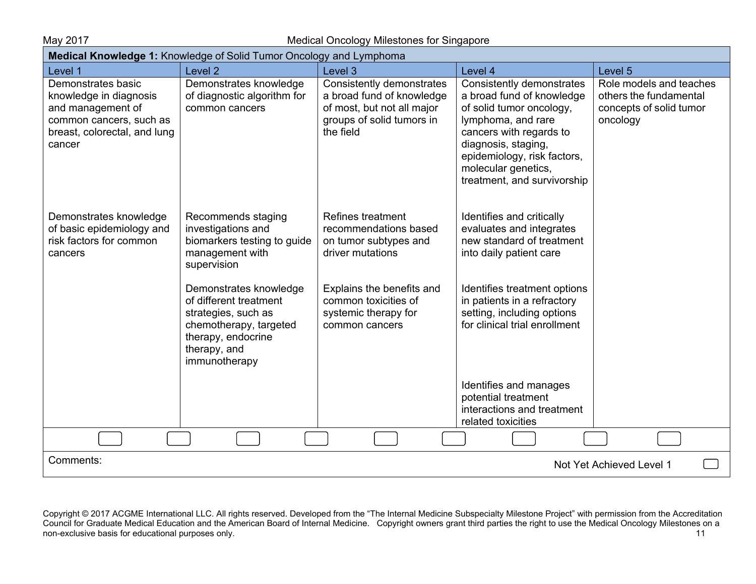**Medical Knowledge 1:** Knowledge of Solid Tumor Oncology and Lymphoma

| Level 1 | Level 2 | Level 3 | Level 4 | Level 5 |
|---|---|---|---|---|
| Demonstrates basic knowledge in diagnosis and management of common cancers, such as breast, colorectal, and lung cancer | Demonstrates knowledge of diagnostic algorithm for common cancers | Consistently demonstrates a broad fund of knowledge of most, but not all major groups of solid tumors in the field | Consistently demonstrates a broad fund of knowledge of solid tumor oncology, lymphoma, and rare cancers with regards to diagnosis, staging, epidemiology, risk factors, molecular genetics, treatment, and survivorship | Role models and teaches others the fundamental concepts of solid tumor oncology |
| Demonstrates knowledge of basic epidemiology and risk factors for common cancers | Recommends staging investigations and biomarkers testing to guide management with supervision | Refines treatment recommendations based on tumor subtypes and driver mutations | Identifies and critically evaluates and integrates new standard of treatment into daily patient care | |
| | Demonstrates knowledge of different treatment strategies, such as chemotherapy, targeted therapy, endocrine therapy, and immunotherapy | Explains the benefits and common toxicities of systemic therapy for common cancers | Identifies treatment options in patients in a refractory setting, including options for clinical trial enrollment | |
| | | | Identifies and manages potential treatment interactions and treatment related toxicities | |

Comments:

Not Yet Achieved Level 1

Copyright © 2017 ACGME International LLC. All rights reserved. Developed from the "The Internal Medicine Subspecialty Milestone Project" with permission from the Accreditation Council for Graduate Medical Education and the American Board of Internal Medicine. Copyright owners grant third parties the right to use the Medical Oncology Milestones on a non-exclusive basis for educational purposes only.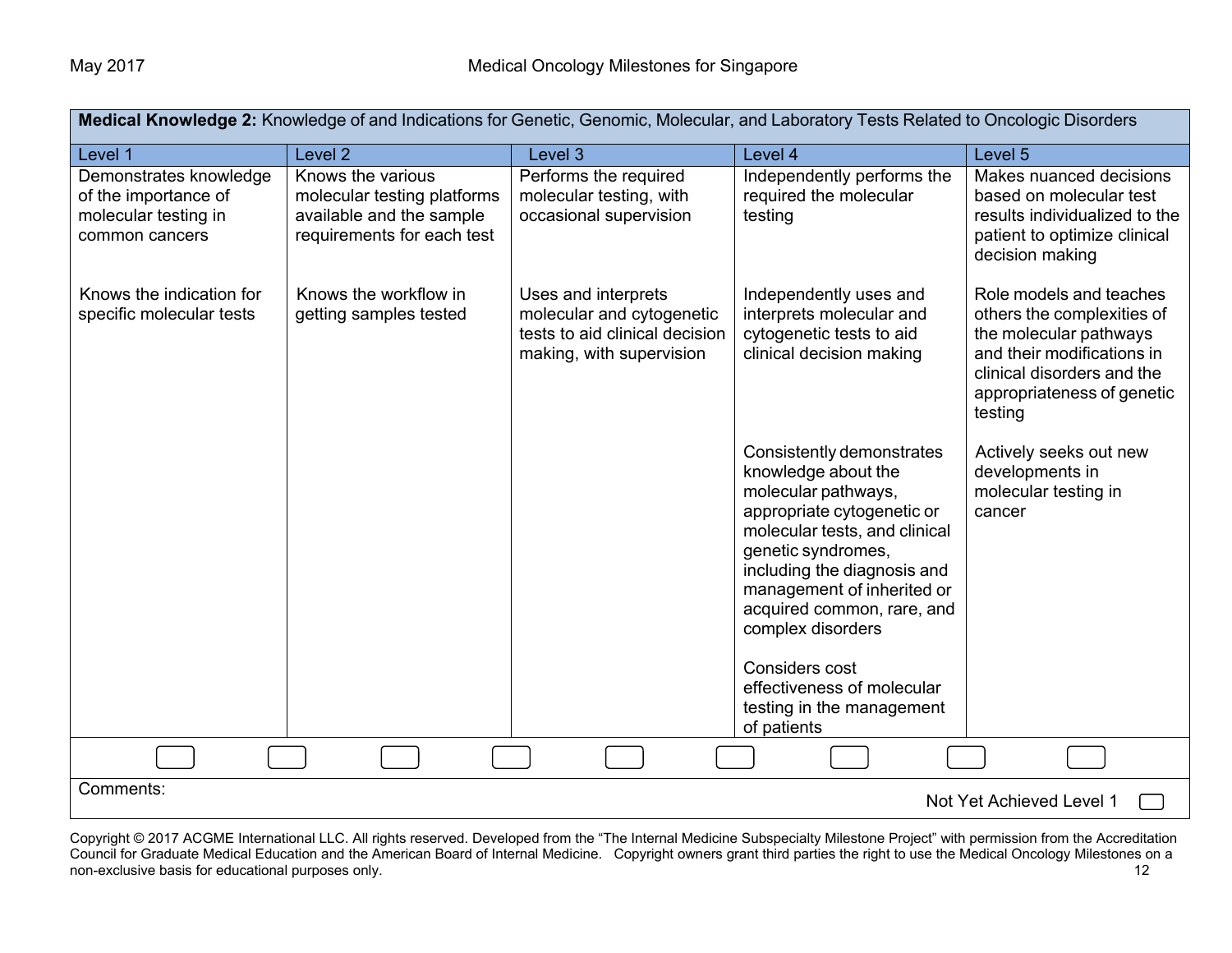**Medical Knowledge 2:** Knowledge of and Indications for Genetic, Genomic, Molecular, and Laboratory Tests Related to Oncologic Disorders

| Level 1 | Level 2 | Level 3 | Level 4 | Level 5 |
|---|---|---|---|---|
| Demonstrates knowledge of the importance of molecular testing in common cancers | Knows the various molecular testing platforms available and the sample requirements for each test | Performs the required molecular testing, with occasional supervision | Independently performs the required the molecular testing | Makes nuanced decisions based on molecular test results individualized to the patient to optimize clinical decision making |
| Knows the indication for specific molecular tests | Knows the workflow in getting samples tested | Uses and interprets molecular and cytogenetic tests to aid clinical decision making, with supervision | Independently uses and interprets molecular and cytogenetic tests to aid clinical decision making | Role models and teaches others the complexities of the molecular pathways and their modifications in clinical disorders and the appropriateness of genetic testing |
| | | | Consistently demonstrates knowledge about the molecular pathways, appropriate cytogenetic or molecular tests, and clinical genetic syndromes, including the diagnosis and management of inherited or acquired common, rare, and complex disorders | Actively seeks out new developments in molecular testing in cancer |
| | | | Considers cost effectiveness of molecular testing in the management of patients | |

Comments:

Not Yet Achieved Level 1

Copyright © 2017 ACGME International LLC. All rights reserved. Developed from the "The Internal Medicine Subspecialty Milestone Project" with permission from the Accreditation Council for Graduate Medical Education and the American Board of Internal Medicine. Copyright owners grant third parties the right to use the Medical Oncology Milestones on a non-exclusive basis for educational purposes only.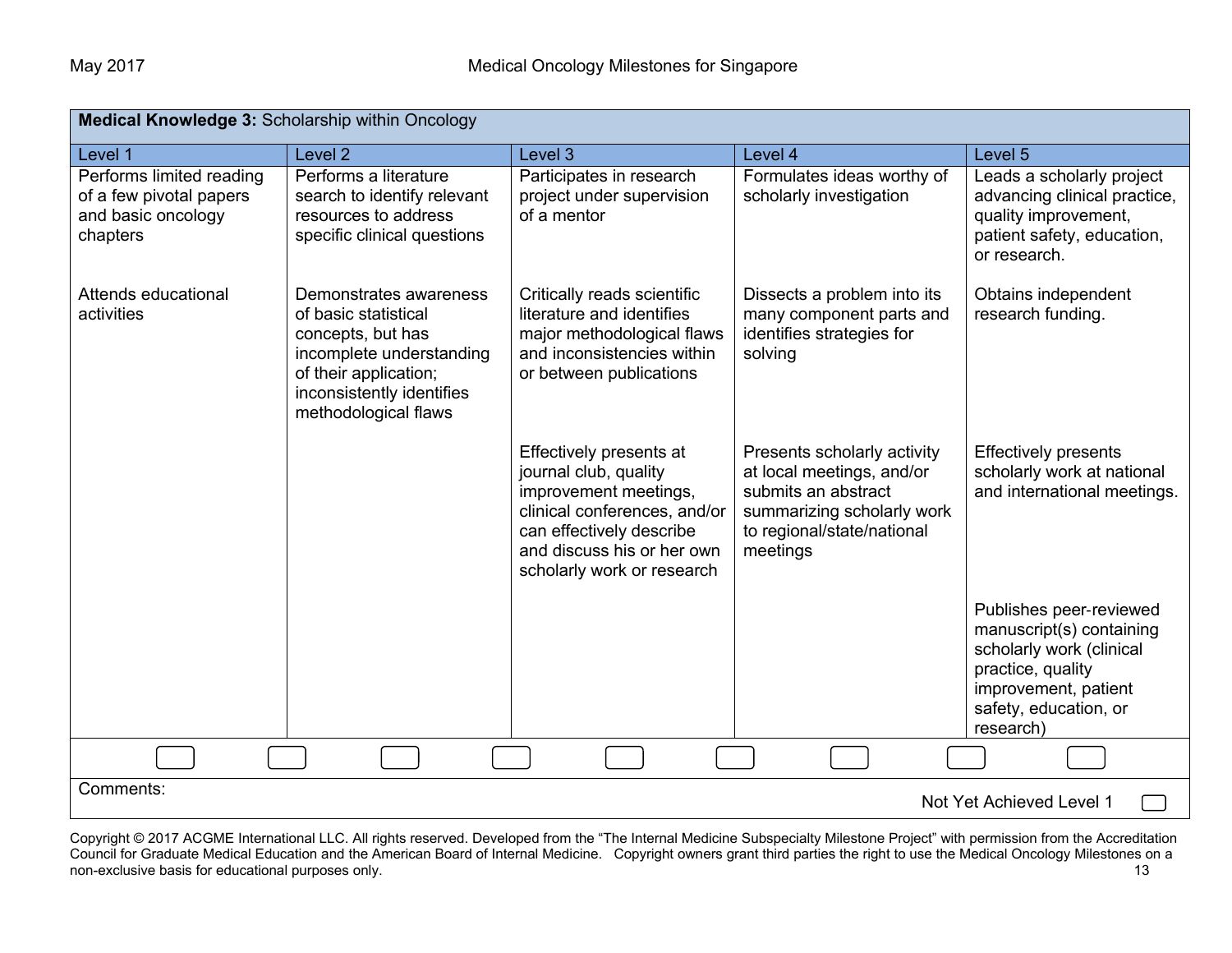| **Medical Knowledge 3:** Scholarship within Oncology | | | | |
|---|---|---|---|---|
| Level 1 | Level 2 | Level 3 | Level 4 | Level 5 |
| Performs limited reading of a few pivotal papers and basic oncology chapters | Performs a literature search to identify relevant resources to address specific clinical questions | Participates in research project under supervision of a mentor | Formulates ideas worthy of scholarly investigation | Leads a scholarly project advancing clinical practice, quality improvement, patient safety, education, or research. |
| Attends educational activities | Demonstrates awareness of basic statistical concepts, but has incomplete understanding of their application; inconsistently identifies methodological flaws | Critically reads scientific literature and identifies major methodological flaws and inconsistencies within or between publications | Dissects a problem into its many component parts and identifies strategies for solving | Obtains independent research funding. |
| | | Effectively presents at journal club, quality improvement meetings, clinical conferences, and/or can effectively describe and discuss his or her own scholarly work or research | Presents scholarly activity at local meetings, and/or submits an abstract summarizing scholarly work to regional/state/national meetings | Effectively presents scholarly work at national and international meetings. |
| | | | | Publishes peer-reviewed manuscript(s) containing scholarly work (clinical practice, quality improvement, patient safety, education, or research) |

Comments:

Not Yet Achieved Level 1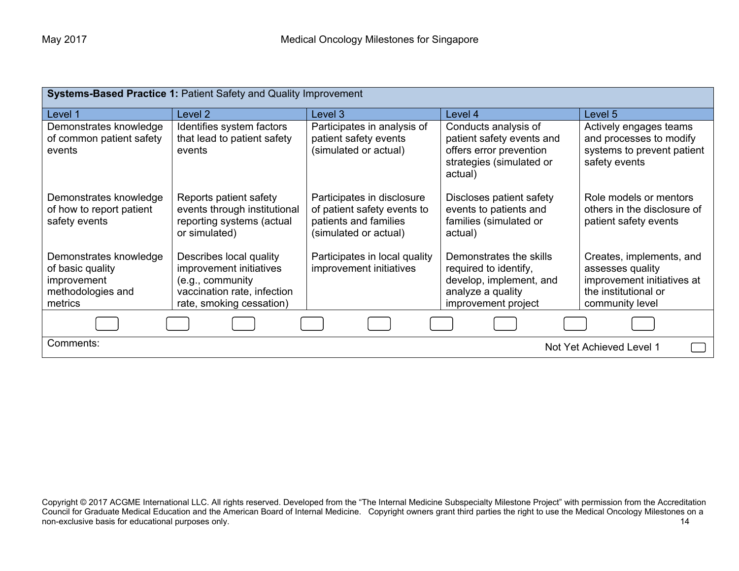| **Systems-Based Practice 1:** Patient Safety and Quality Improvement | | | | |
|---|---|---|---|---|
| Level 1 | Level 2 | Level 3 | Level 4 | Level 5 |
| Demonstrates knowledge of common patient safety events | Identifies system factors that lead to patient safety events | Participates in analysis of patient safety events (simulated or actual) | Conducts analysis of patient safety events and offers error prevention strategies (simulated or actual) | Actively engages teams and processes to modify systems to prevent patient safety events |
| Demonstrates knowledge of how to report patient safety events | Reports patient safety events through institutional reporting systems (actual or simulated) | Participates in disclosure of patient safety events to patients and families (simulated or actual) | Discloses patient safety events to patients and families (simulated or actual) | Role models or mentors others in the disclosure of patient safety events |
| Demonstrates knowledge of basic quality improvement methodologies and metrics | Describes local quality improvement initiatives (e.g., community vaccination rate, infection rate, smoking cessation) | Participates in local quality improvement initiatives | Demonstrates the skills required to identify, develop, implement, and analyze a quality improvement project | Creates, implements, and assesses quality improvement initiatives at the institutional or community level |

Comments:

Not Yet Achieved Level 1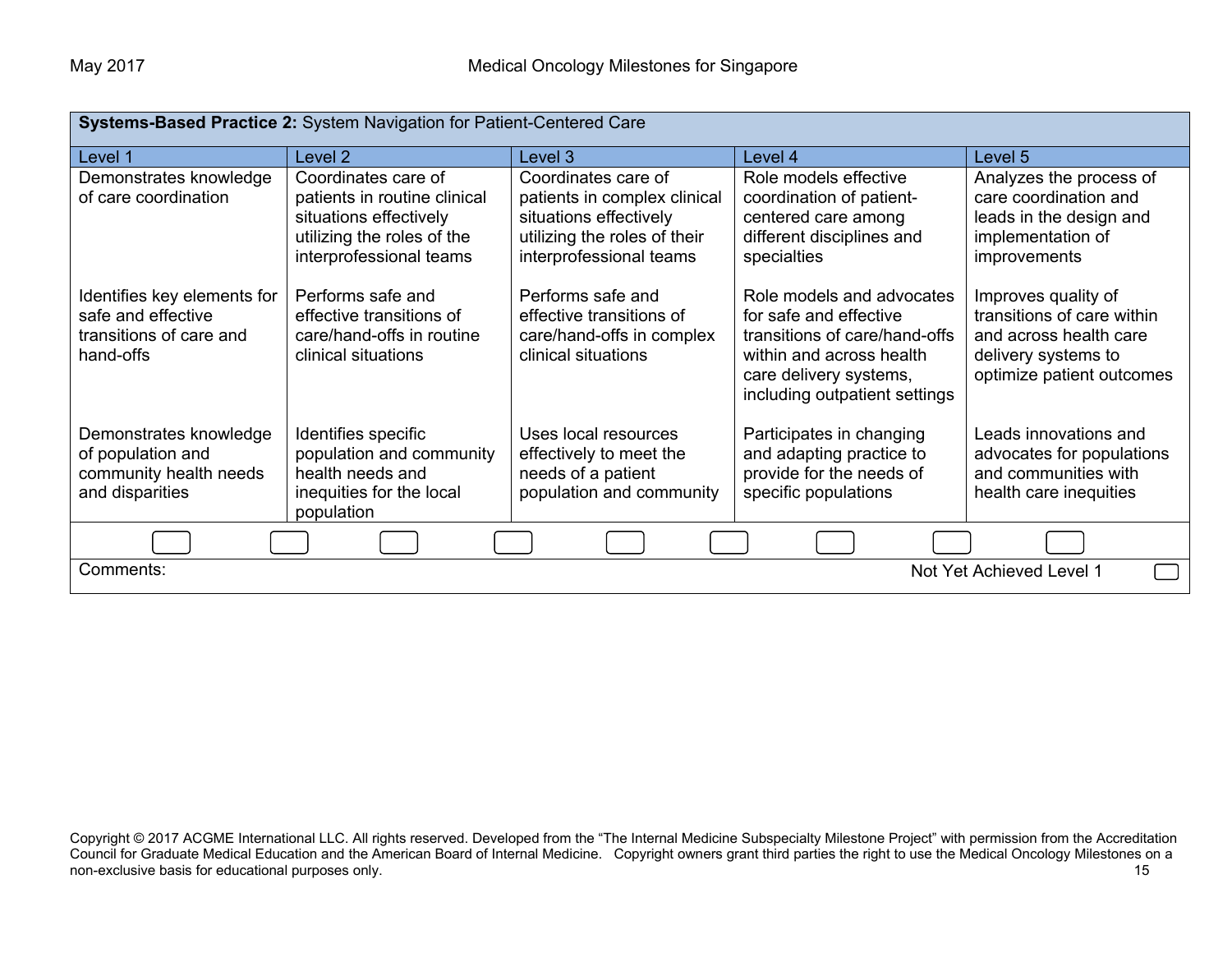| **Systems-Based Practice 2:** System Navigation for Patient-Centered Care | | | | |
|---|---|---|---|---|
| Level 1 | Level 2 | Level 3 | Level 4 | Level 5 |
| Demonstrates knowledge of care coordination | Coordinates care of patients in routine clinical situations effectively utilizing the roles of the interprofessional teams | Coordinates care of patients in complex clinical situations effectively utilizing the roles of their interprofessional teams | Role models effective coordination of patient-centered care among different disciplines and specialties | Analyzes the process of care coordination and leads in the design and implementation of improvements |
| Identifies key elements for safe and effective transitions of care and hand-offs | Performs safe and effective transitions of care/hand-offs in routine clinical situations | Performs safe and effective transitions of care/hand-offs in complex clinical situations | Role models and advocates for safe and effective transitions of care/hand-offs within and across health care delivery systems, including outpatient settings | Improves quality of transitions of care within and across health care delivery systems to optimize patient outcomes |
| Demonstrates knowledge of population and community health needs and disparities | Identifies specific population and community health needs and inequities for the local population | Uses local resources effectively to meet the needs of a patient population and community | Participates in changing and adapting practice to provide for the needs of specific populations | Leads innovations and advocates for populations and communities with health care inequities |

Comments:

Not Yet Achieved Level 1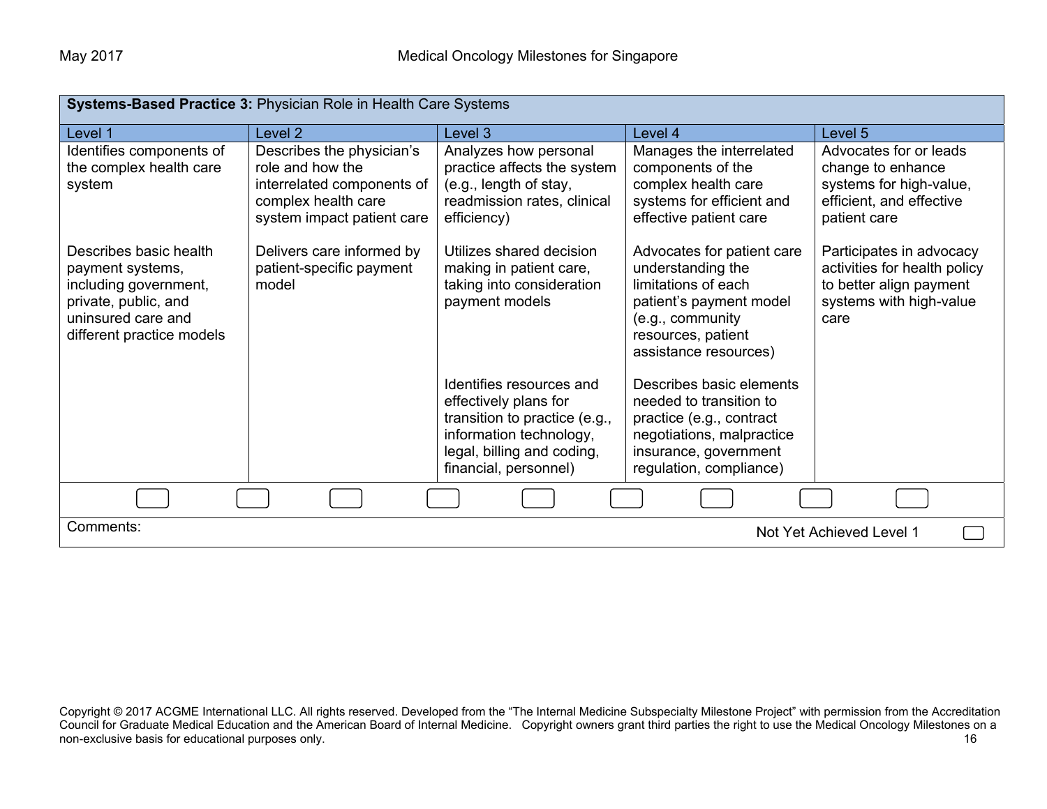| **Systems-Based Practice 3:** Physician Role in Health Care Systems | | | | |
|---|---|---|---|---|
| Level 1 | Level 2 | Level 3 | Level 4 | Level 5 |
| Identifies components of the complex health care system | Describes the physician's role and how the interrelated components of complex health care system impact patient care | Analyzes how personal practice affects the system (e.g., length of stay, readmission rates, clinical efficiency) | Manages the interrelated components of the complex health care systems for efficient and effective patient care | Advocates for or leads change to enhance systems for high-value, efficient, and effective patient care |
| Describes basic health payment systems, including government, private, public, and uninsured care and different practice models | Delivers care informed by patient-specific payment model | Utilizes shared decision making in patient care, taking into consideration payment models | Advocates for patient care understanding the limitations of each patient's payment model (e.g., community resources, patient assistance resources) | Participates in advocacy activities for health policy to better align payment systems with high-value care |
| | | Identifies resources and effectively plans for transition to practice (e.g., information technology, legal, billing and coding, financial, personnel) | Describes basic elements needed to transition to practice (e.g., contract negotiations, malpractice insurance, government regulation, compliance) | |

Comments:

Not Yet Achieved Level 1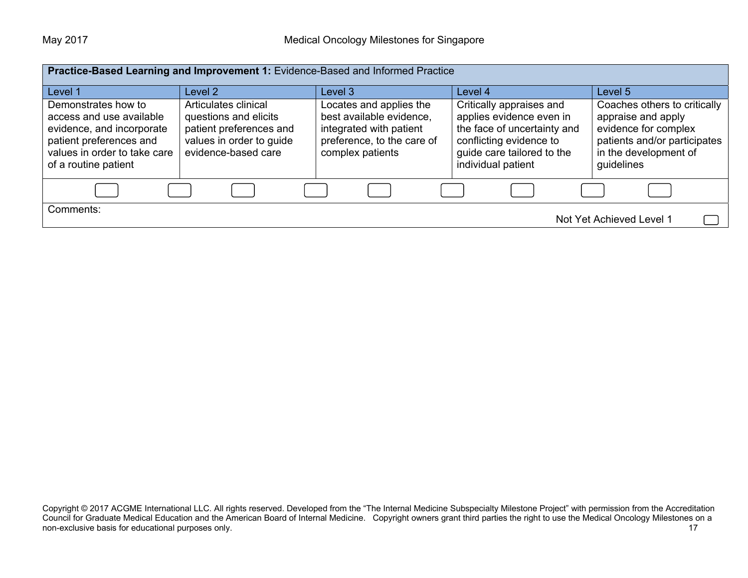| **Practice-Based Learning and Improvement 1:** Evidence-Based and Informed Practice | | | | |
|---|---|---|---|---|
| Level 1 | Level 2 | Level 3 | Level 4 | Level 5 |
| Demonstrates how to access and use available evidence, and incorporate patient preferences and values in order to take care of a routine patient | Articulates clinical questions and elicits patient preferences and values in order to guide evidence-based care | Locates and applies the best available evidence, integrated with patient preference, to the care of complex patients | Critically appraises and applies evidence even in the face of uncertainty and conflicting evidence to guide care tailored to the individual patient | Coaches others to critically appraise and apply evidence for complex patients and/or participates in the development of guidelines |

Comments:

Not Yet Achieved Level 1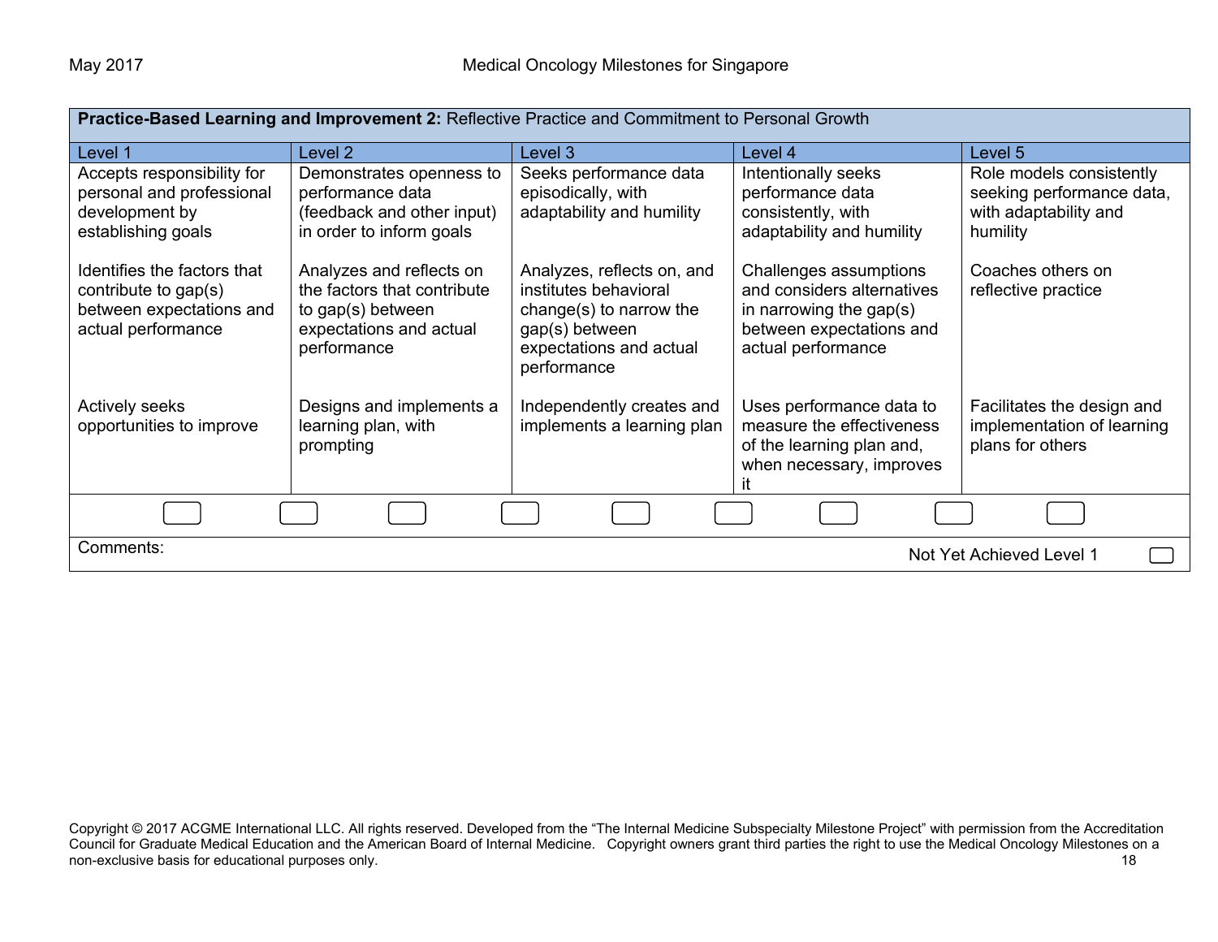| **Practice-Based Learning and Improvement 2:** Reflective Practice and Commitment to Personal Growth | | | | |
|---|---|---|---|---|
| Level 1 | Level 2 | Level 3 | Level 4 | Level 5 |
| Accepts responsibility for personal and professional development by establishing goals<br><br>Identifies the factors that contribute to gap(s) between expectations and actual performance<br><br>Actively seeks opportunities to improve | Demonstrates openness to performance data (feedback and other input) in order to inform goals<br><br>Analyzes and reflects on the factors that contribute to gap(s) between expectations and actual performance<br><br>Designs and implements a learning plan, with prompting | Seeks performance data episodically, with adaptability and humility<br><br>Analyzes, reflects on, and institutes behavioral change(s) to narrow the gap(s) between expectations and actual performance<br><br>Independently creates and implements a learning plan | Intentionally seeks performance data consistently, with adaptability and humility<br><br>Challenges assumptions and considers alternatives in narrowing the gap(s) between expectations and actual performance<br><br>Uses performance data to measure the effectiveness of the learning plan and, when necessary, improves it | Role models consistently seeking performance data, with adaptability and humility<br><br>Coaches others on reflective practice<br><br>Facilitates the design and implementation of learning plans for others |

Comments: Not Yet Achieved Level 1

Copyright © 2017 ACGME International LLC. All rights reserved. Developed from the "The Internal Medicine Subspecialty Milestone Project" with permission from the Accreditation Council for Graduate Medical Education and the American Board of Internal Medicine. Copyright owners grant third parties the right to use the Medical Oncology Milestones on a non-exclusive basis for educational purposes only.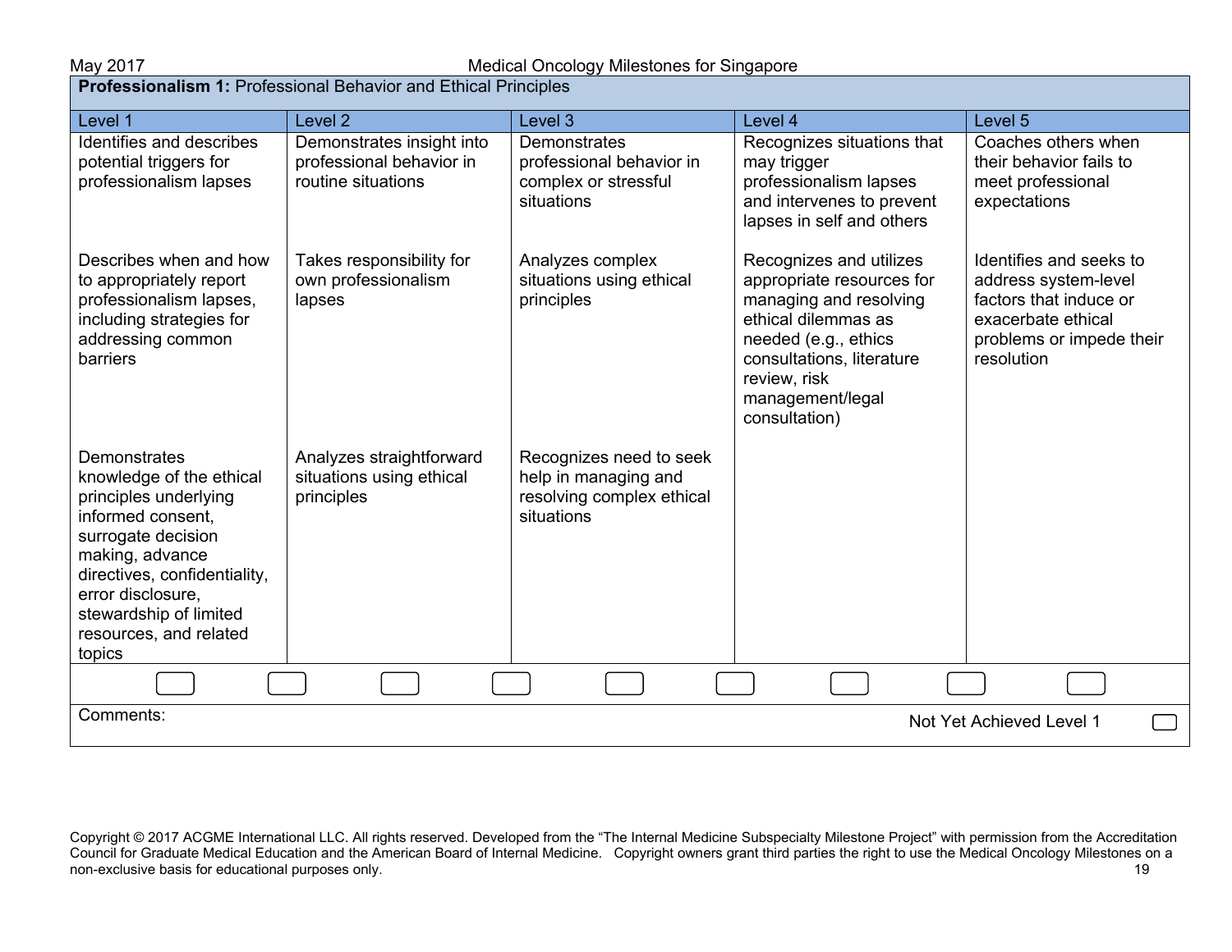**Professionalism 1:** Professional Behavior and Ethical Principles

| Level 1 | Level 2 | Level 3 | Level 4 | Level 5 |
|---|---|---|---|---|
| Identifies and describes potential triggers for professionalism lapses | Demonstrates insight into professional behavior in routine situations | Demonstrates professional behavior in complex or stressful situations | Recognizes situations that may trigger professionalism lapses and intervenes to prevent lapses in self and others | Coaches others when their behavior fails to meet professional expectations |
| Describes when and how to appropriately report professionalism lapses, including strategies for addressing common barriers | Takes responsibility for own professionalism lapses | Analyzes complex situations using ethical principles | Recognizes and utilizes appropriate resources for managing and resolving ethical dilemmas as needed (e.g., ethics consultations, literature review, risk management/legal consultation) | Identifies and seeks to address system-level factors that induce or exacerbate ethical problems or impede their resolution |
| Demonstrates knowledge of the ethical principles underlying informed consent, surrogate decision making, advance directives, confidentiality, error disclosure, stewardship of limited resources, and related topics | Analyzes straightforward situations using ethical principles | Recognizes need to seek help in managing and resolving complex ethical situations | | |

Comments:

Not Yet Achieved Level 1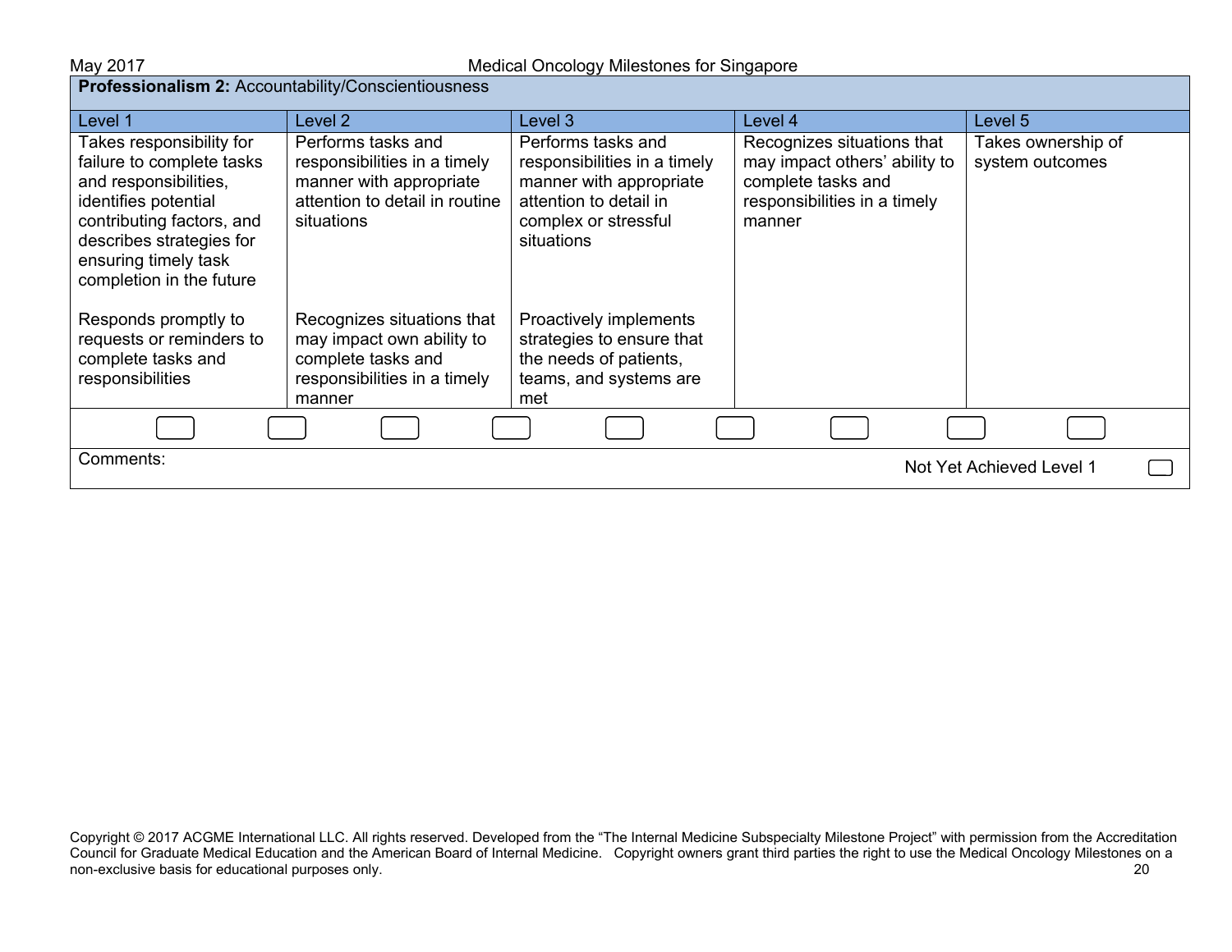**Professionalism 2:** Accountability/Conscientiousness

| Level 1 | Level 2 | Level 3 | Level 4 | Level 5 |
|---|---|---|---|---|
| Takes responsibility for failure to complete tasks and responsibilities, identifies potential contributing factors, and describes strategies for ensuring timely task completion in the future<br><br>Responds promptly to requests or reminders to complete tasks and responsibilities | Performs tasks and responsibilities in a timely manner with appropriate attention to detail in routine situations<br><br>Recognizes situations that may impact own ability to complete tasks and responsibilities in a timely manner | Performs tasks and responsibilities in a timely manner with appropriate attention to detail in complex or stressful situations<br><br>Proactively implements strategies to ensure that the needs of patients, teams, and systems are met | Recognizes situations that may impact others' ability to complete tasks and responsibilities in a timely manner | Takes ownership of system outcomes |

Comments:

Not Yet Achieved Level 1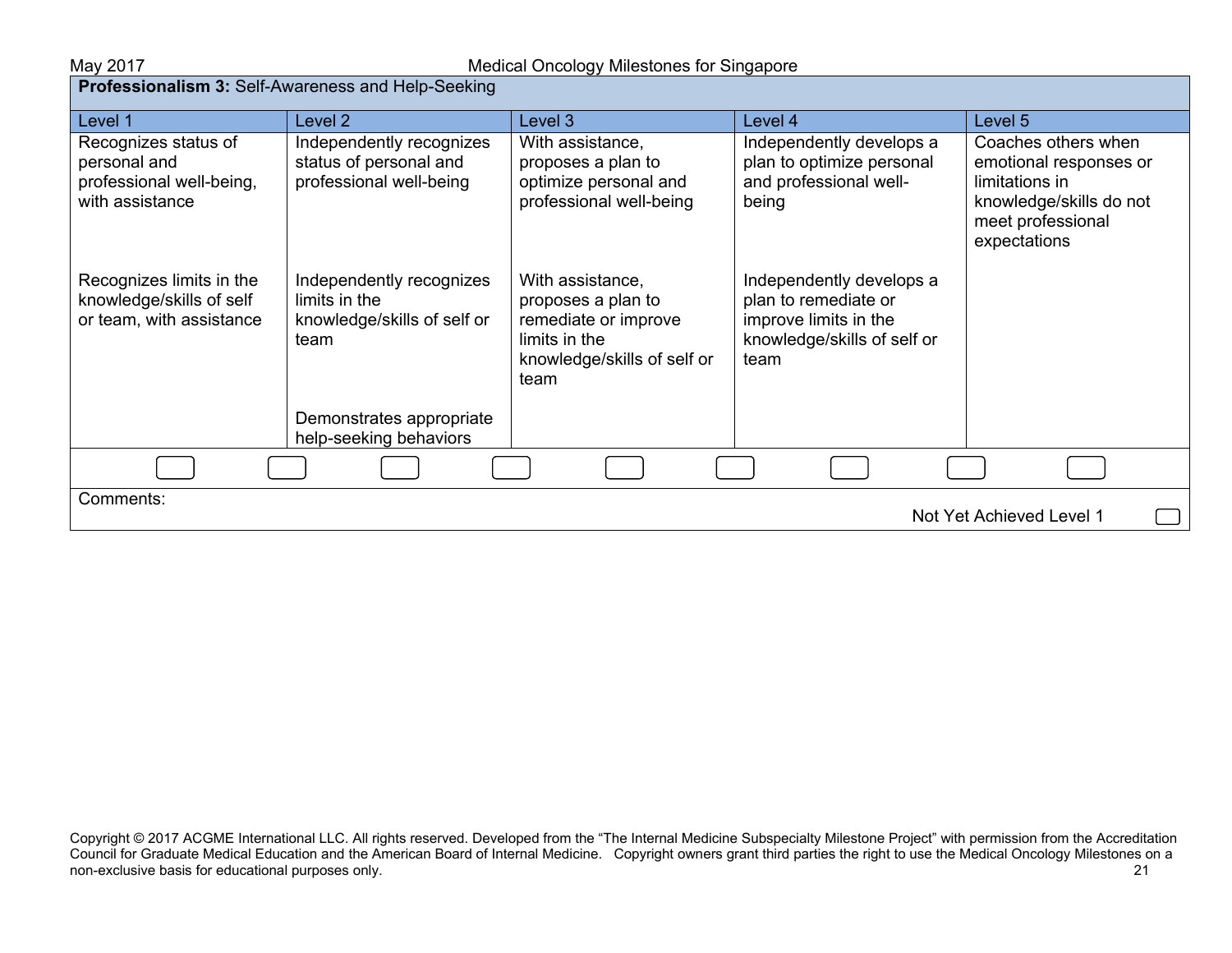**Professionalism 3:** Self-Awareness and Help-Seeking

| Level 1 | Level 2 | Level 3 | Level 4 | Level 5 |
|---|---|---|---|---|
| Recognizes status of personal and professional well-being, with assistance | Independently recognizes status of personal and professional well-being | With assistance, proposes a plan to optimize personal and professional well-being | Independently develops a plan to optimize personal and professional well-being | Coaches others when emotional responses or limitations in knowledge/skills do not meet professional expectations |
| Recognizes limits in the knowledge/skills of self or team, with assistance | Independently recognizes limits in the knowledge/skills of self or team | With assistance, proposes a plan to remediate or improve limits in the knowledge/skills of self or team | Independently develops a plan to remediate or improve limits in the knowledge/skills of self or team | |
| | Demonstrates appropriate help-seeking behaviors | | | |

Comments:

Not Yet Achieved Level 1

Copyright © 2017 ACGME International LLC. All rights reserved. Developed from the "The Internal Medicine Subspecialty Milestone Project" with permission from the Accreditation Council for Graduate Medical Education and the American Board of Internal Medicine. Copyright owners grant third parties the right to use the Medical Oncology Milestones on a non-exclusive basis for educational purposes only.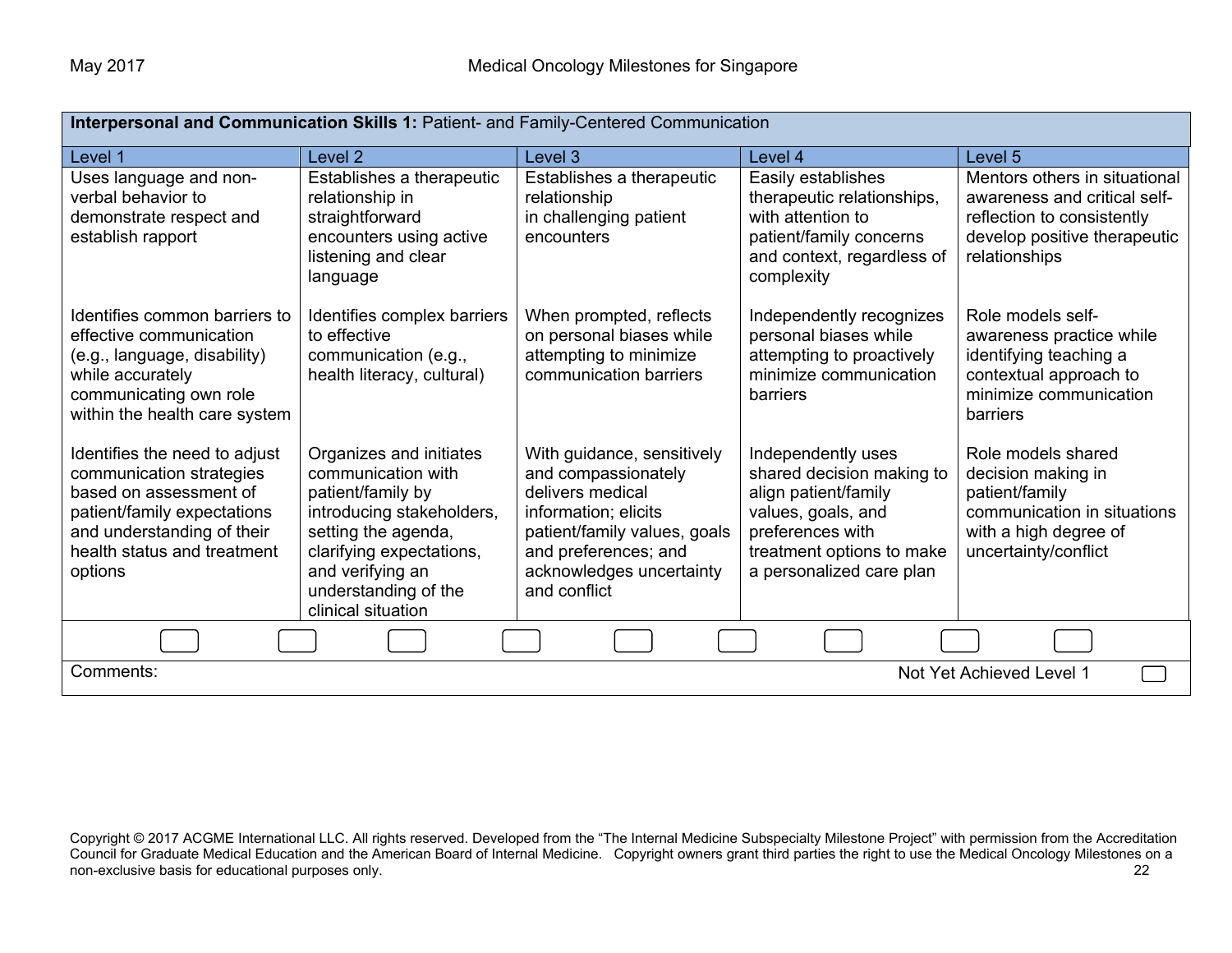| **Interpersonal and Communication Skills 1:** Patient- and Family-Centered Communication | | | | |
|---|---|---|---|---|
| Level 1 | Level 2 | Level 3 | Level 4 | Level 5 |
| Uses language and non-verbal behavior to demonstrate respect and establish rapport | Establishes a therapeutic relationship in straightforward encounters using active listening and clear language | Establishes a therapeutic relationship in challenging patient encounters | Easily establishes therapeutic relationships, with attention to patient/family concerns and context, regardless of complexity | Mentors others in situational awareness and critical self-reflection to consistently develop positive therapeutic relationships |
| Identifies common barriers to effective communication (e.g., language, disability) while accurately communicating own role within the health care system | Identifies complex barriers to effective communication (e.g., health literacy, cultural) | When prompted, reflects on personal biases while attempting to minimize communication barriers | Independently recognizes personal biases while attempting to proactively minimize communication barriers | Role models self-awareness practice while identifying teaching a contextual approach to minimize communication barriers |
| Identifies the need to adjust communication strategies based on assessment of patient/family expectations and understanding of their health status and treatment options | Organizes and initiates communication with patient/family by introducing stakeholders, setting the agenda, clarifying expectations, and verifying an understanding of the clinical situation | With guidance, sensitively and compassionately delivers medical information; elicits patient/family values, goals and preferences; and acknowledges uncertainty and conflict | Independently uses shared decision making to align patient/family values, goals, and preferences with treatment options to make a personalized care plan | Role models shared decision making in patient/family communication in situations with a high degree of uncertainty/conflict |

Comments:

Not Yet Achieved Level 1

Copyright © 2017 ACGME International LLC. All rights reserved. Developed from the "The Internal Medicine Subspecialty Milestone Project" with permission from the Accreditation Council for Graduate Medical Education and the American Board of Internal Medicine. Copyright owners grant third parties the right to use the Medical Oncology Milestones on a non-exclusive basis for educational purposes only.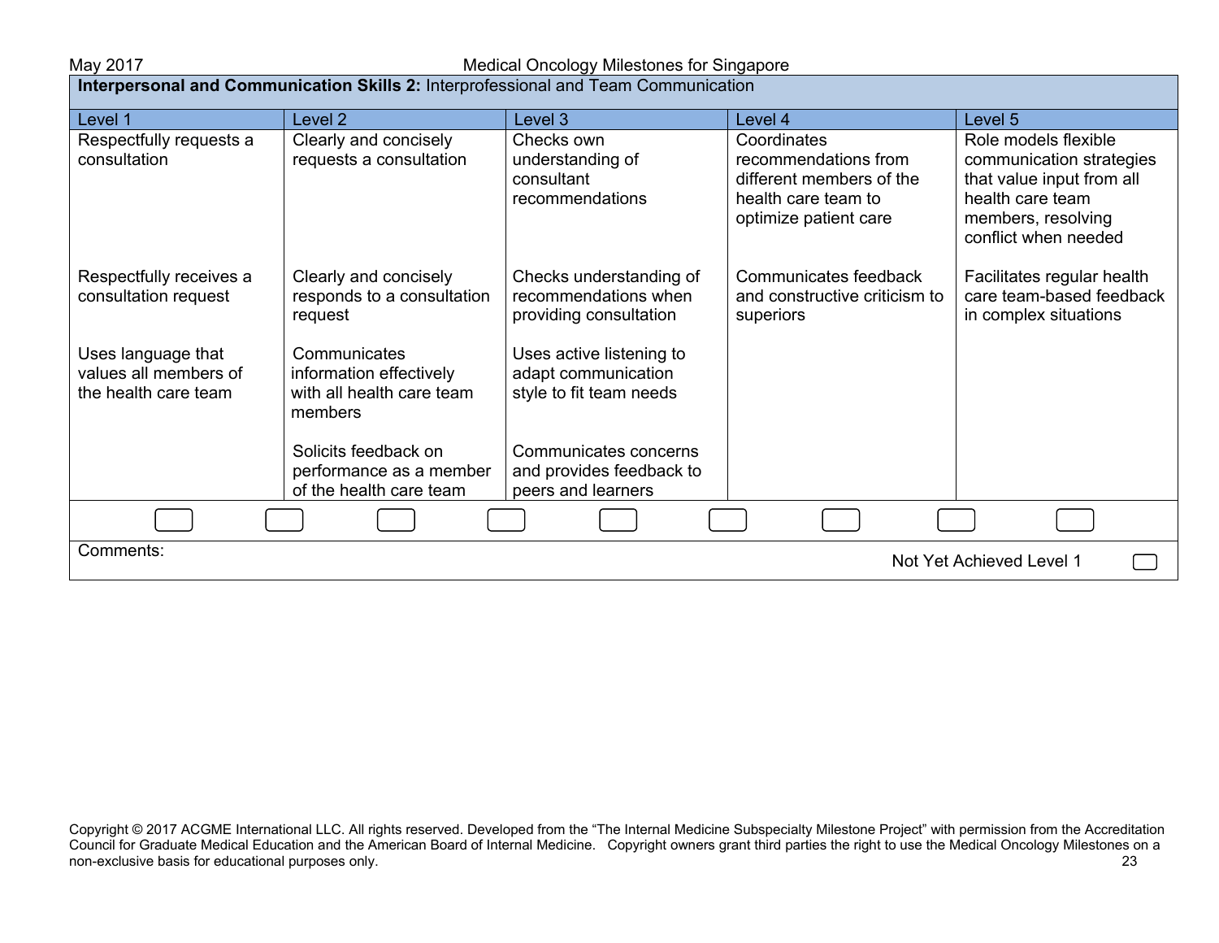**Interpersonal and Communication Skills 2:** Interprofessional and Team Communication

| Level 1 | Level 2 | Level 3 | Level 4 | Level 5 |
|---|---|---|---|---|
| Respectfully requests a consultation | Clearly and concisely requests a consultation | Checks own understanding of consultant recommendations | Coordinates recommendations from different members of the health care team to optimize patient care | Role models flexible communication strategies that value input from all health care team members, resolving conflict when needed |
| Respectfully receives a consultation request | Clearly and concisely responds to a consultation request | Checks understanding of recommendations when providing consultation | Communicates feedback and constructive criticism to superiors | Facilitates regular health care team-based feedback in complex situations |
| Uses language that values all members of the health care team | Communicates information effectively with all health care team members | Uses active listening to adapt communication style to fit team needs | | |
| | Solicits feedback on performance as a member of the health care team | Communicates concerns and provides feedback to peers and learners | | |

Comments:

Not Yet Achieved Level 1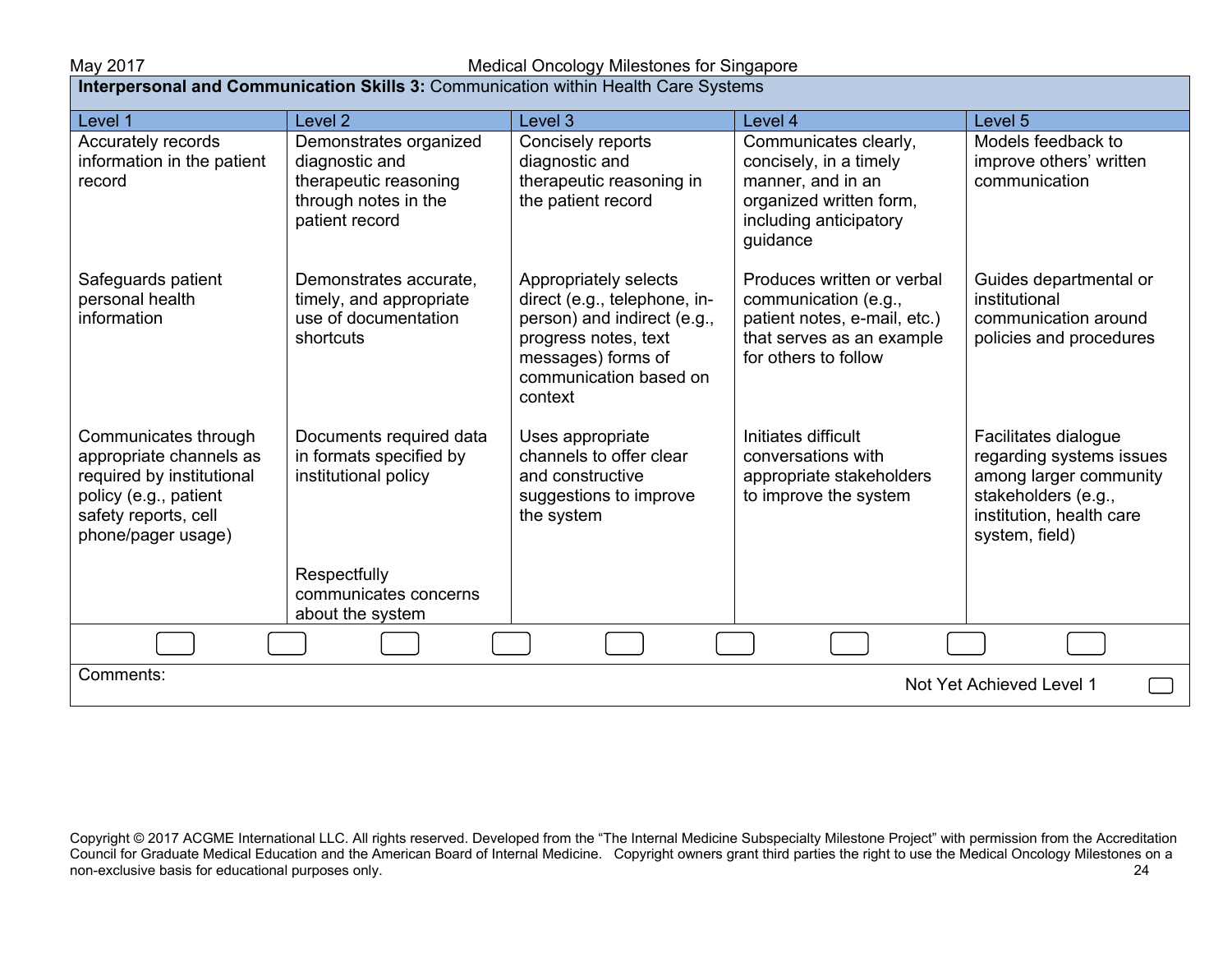**Interpersonal and Communication Skills 3:** Communication within Health Care Systems

| Level 1 | Level 2 | Level 3 | Level 4 | Level 5 |
|---|---|---|---|---|
| Accurately records information in the patient record | Demonstrates organized diagnostic and therapeutic reasoning through notes in the patient record | Concisely reports diagnostic and therapeutic reasoning in the patient record | Communicates clearly, concisely, in a timely manner, and in an organized written form, including anticipatory guidance | Models feedback to improve others' written communication |
| Safeguards patient personal health information | Demonstrates accurate, timely, and appropriate use of documentation shortcuts | Appropriately selects direct (e.g., telephone, in-person) and indirect (e.g., progress notes, text messages) forms of communication based on context | Produces written or verbal communication (e.g., patient notes, e-mail, etc.) that serves as an example for others to follow | Guides departmental or institutional communication around policies and procedures |
| Communicates through appropriate channels as required by institutional policy (e.g., patient safety reports, cell phone/pager usage) | Documents required data in formats specified by institutional policy | Uses appropriate channels to offer clear and constructive suggestions to improve the system | Initiates difficult conversations with appropriate stakeholders to improve the system | Facilitates dialogue regarding systems issues among larger community stakeholders (e.g., institution, health care system, field) |
| | Respectfully communicates concerns about the system | | | |

Comments:

Not Yet Achieved Level 1

Copyright © 2017 ACGME International LLC. All rights reserved. Developed from the "The Internal Medicine Subspecialty Milestone Project" with permission from the Accreditation Council for Graduate Medical Education and the American Board of Internal Medicine. Copyright owners grant third parties the right to use the Medical Oncology Milestones on a non-exclusive basis for educational purposes only.